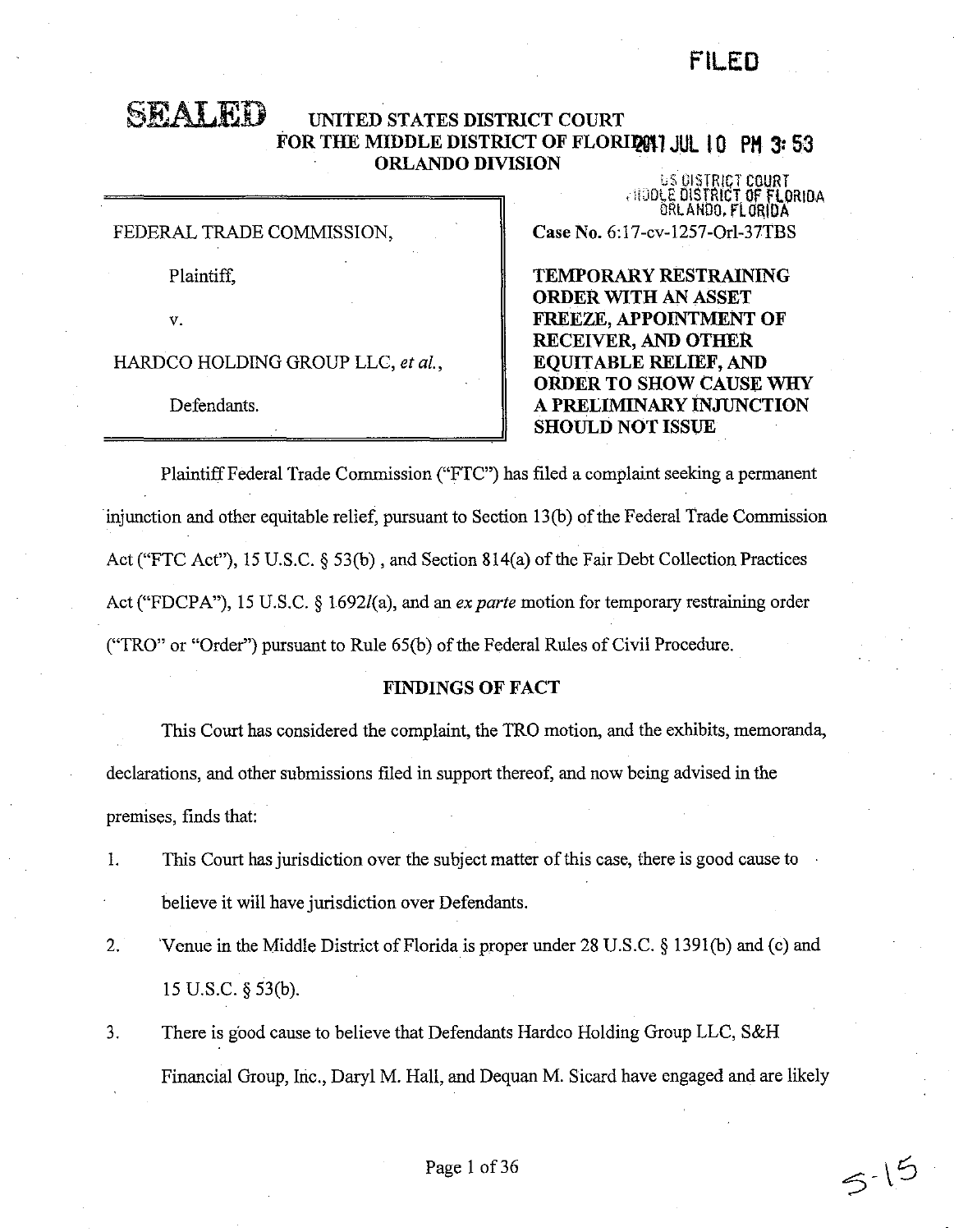FILED

SEALED

UNITED STATES DISTRICT COURT
FOR THE MIDDLE DISTRICT OF FLORIDA
ORLANDO DIVISION

2017 JUL 10 PM 3:53

US DISTRICT COURT
MIDDLE DISTRICT OF FLORIDA
ORLANDO, FLORIDA

FEDERAL TRADE COMMISSION,

Plaintiff,

v.

HARDCO HOLDING GROUP LLC, *et al.*,

Defendants.

**Case No.** 6:17-cv-1257-Orl-37TBS

**TEMPORARY RESTRAINING ORDER WITH AN ASSET FREEZE, APPOINTMENT OF RECEIVER, AND OTHER EQUITABLE RELIEF, AND ORDER TO SHOW CAUSE WHY A PRELIMINARY INJUNCTION SHOULD NOT ISSUE**

Plaintiff Federal Trade Commission ("FTC") has filed a complaint seeking a permanent injunction and other equitable relief, pursuant to Section 13(b) of the Federal Trade Commission Act ("FTC Act"), 15 U.S.C. § 53(b), and Section 814(a) of the Fair Debt Collection Practices Act ("FDCPA"), 15 U.S.C. § 1692*l*(a), and an *ex parte* motion for temporary restraining order ("TRO" or "Order") pursuant to Rule 65(b) of the Federal Rules of Civil Procedure.

## FINDINGS OF FACT

This Court has considered the complaint, the TRO motion, and the exhibits, memoranda, declarations, and other submissions filed in support thereof, and now being advised in the premises, finds that:

1. This Court has jurisdiction over the subject matter of this case, there is good cause to believe it will have jurisdiction over Defendants.

2. Venue in the Middle District of Florida is proper under 28 U.S.C. § 1391(b) and (c) and 15 U.S.C. § 53(b).

3. There is good cause to believe that Defendants Hardco Holding Group LLC, S&H Financial Group, Inc., Daryl M. Hall, and Dequan M. Sicard have engaged and are likely

5-15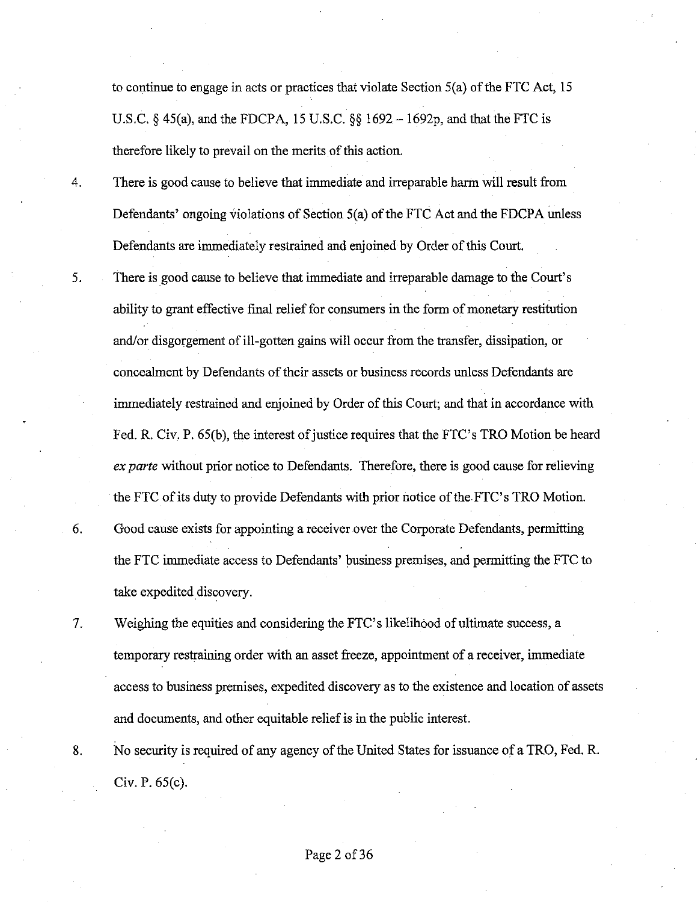to continue to engage in acts or practices that violate Section 5(a) of the FTC Act, 15 U.S.C. § 45(a), and the FDCPA, 15 U.S.C. §§ 1692 – 1692p, and that the FTC is therefore likely to prevail on the merits of this action.

4. There is good cause to believe that immediate and irreparable harm will result from Defendants' ongoing violations of Section 5(a) of the FTC Act and the FDCPA unless Defendants are immediately restrained and enjoined by Order of this Court.

5. There is good cause to believe that immediate and irreparable damage to the Court's ability to grant effective final relief for consumers in the form of monetary restitution and/or disgorgement of ill-gotten gains will occur from the transfer, dissipation, or concealment by Defendants of their assets or business records unless Defendants are immediately restrained and enjoined by Order of this Court; and that in accordance with Fed. R. Civ. P. 65(b), the interest of justice requires that the FTC's TRO Motion be heard *ex parte* without prior notice to Defendants. Therefore, there is good cause for relieving the FTC of its duty to provide Defendants with prior notice of the FTC's TRO Motion.

6. Good cause exists for appointing a receiver over the Corporate Defendants, permitting the FTC immediate access to Defendants' business premises, and permitting the FTC to take expedited discovery.

7. Weighing the equities and considering the FTC's likelihood of ultimate success, a temporary restraining order with an asset freeze, appointment of a receiver, immediate access to business premises, expedited discovery as to the existence and location of assets and documents, and other equitable relief is in the public interest.

8. No security is required of any agency of the United States for issuance of a TRO, Fed. R. Civ. P. 65(c).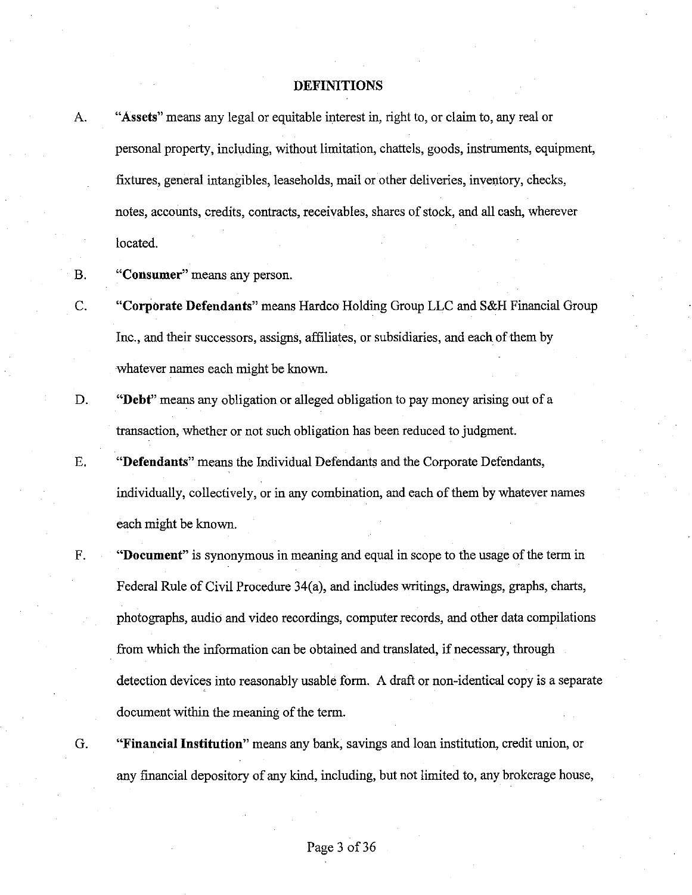## DEFINITIONS

A. "**Assets**" means any legal or equitable interest in, right to, or claim to, any real or personal property, including, without limitation, chattels, goods, instruments, equipment, fixtures, general intangibles, leaseholds, mail or other deliveries, inventory, checks, notes, accounts, credits, contracts, receivables, shares of stock, and all cash, wherever located.

B. "**Consumer**" means any person.

C. "**Corporate Defendants**" means Hardco Holding Group LLC and S&H Financial Group Inc., and their successors, assigns, affiliates, or subsidiaries, and each of them by whatever names each might be known.

D. "**Debt**" means any obligation or alleged obligation to pay money arising out of a transaction, whether or not such obligation has been reduced to judgment.

E. "**Defendants**" means the Individual Defendants and the Corporate Defendants, individually, collectively, or in any combination, and each of them by whatever names each might be known.

F. "**Document**" is synonymous in meaning and equal in scope to the usage of the term in Federal Rule of Civil Procedure 34(a), and includes writings, drawings, graphs, charts, photographs, audio and video recordings, computer records, and other data compilations from which the information can be obtained and translated, if necessary, through detection devices into reasonably usable form. A draft or non-identical copy is a separate document within the meaning of the term.

G. "**Financial Institution**" means any bank, savings and loan institution, credit union, or any financial depository of any kind, including, but not limited to, any brokerage house,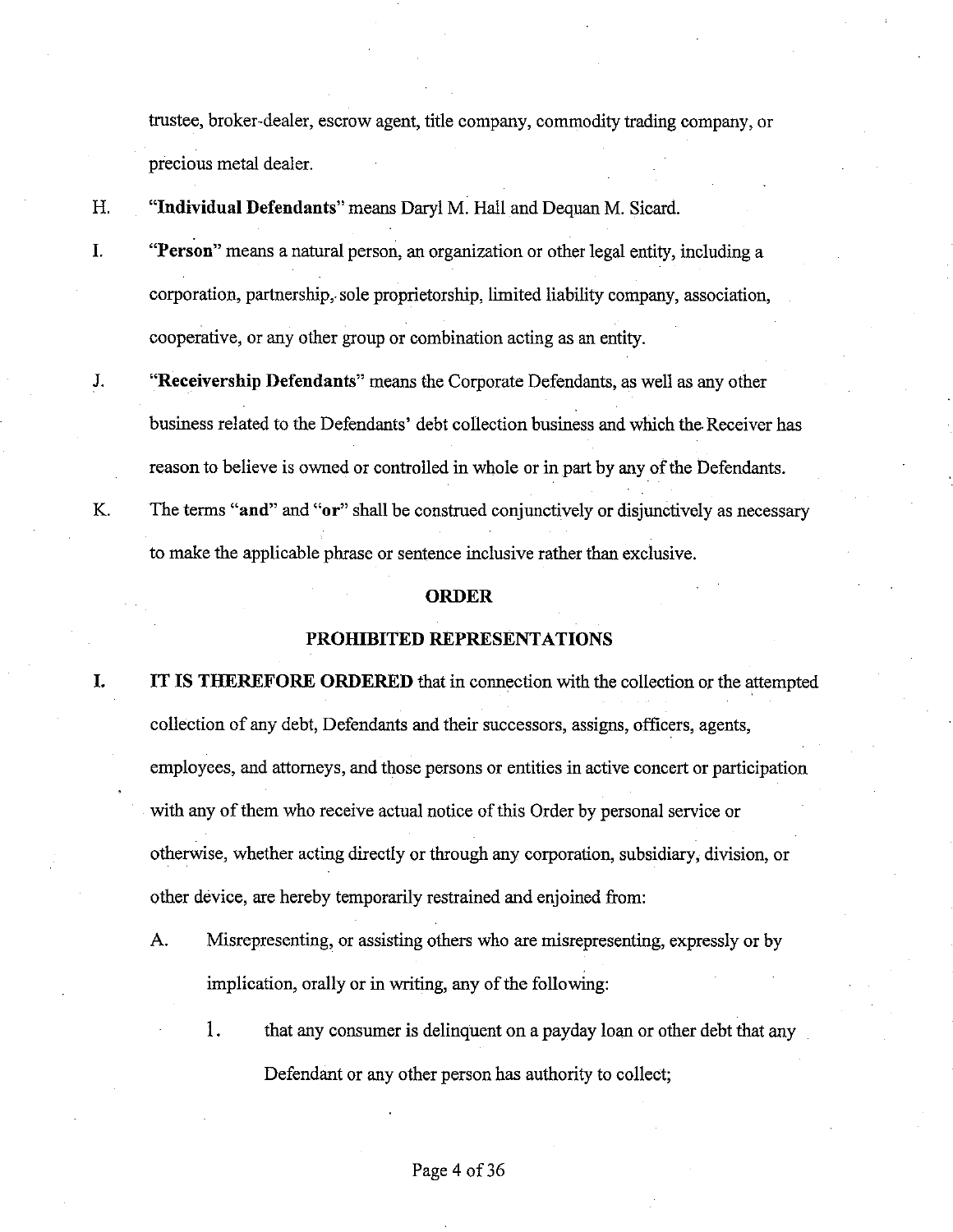trustee, broker-dealer, escrow agent, title company, commodity trading company, or precious metal dealer.

H. **"Individual Defendants"** means Daryl M. Hall and Dequan M. Sicard.

I. **"Person"** means a natural person, an organization or other legal entity, including a corporation, partnership, sole proprietorship, limited liability company, association, cooperative, or any other group or combination acting as an entity.

J. **"Receivership Defendants"** means the Corporate Defendants, as well as any other business related to the Defendants' debt collection business and which the Receiver has reason to believe is owned or controlled in whole or in part by any of the Defendants.

K. The terms **"and"** and **"or"** shall be construed conjunctively or disjunctively as necessary to make the applicable phrase or sentence inclusive rather than exclusive.

## ORDER

### PROHIBITED REPRESENTATIONS

I. **IT IS THEREFORE ORDERED** that in connection with the collection or the attempted collection of any debt, Defendants and their successors, assigns, officers, agents, employees, and attorneys, and those persons or entities in active concert or participation with any of them who receive actual notice of this Order by personal service or otherwise, whether acting directly or through any corporation, subsidiary, division, or other device, are hereby temporarily restrained and enjoined from:

   A. Misrepresenting, or assisting others who are misrepresenting, expressly or by implication, orally or in writing, any of the following:

      1. that any consumer is delinquent on a payday loan or other debt that any Defendant or any other person has authority to collect;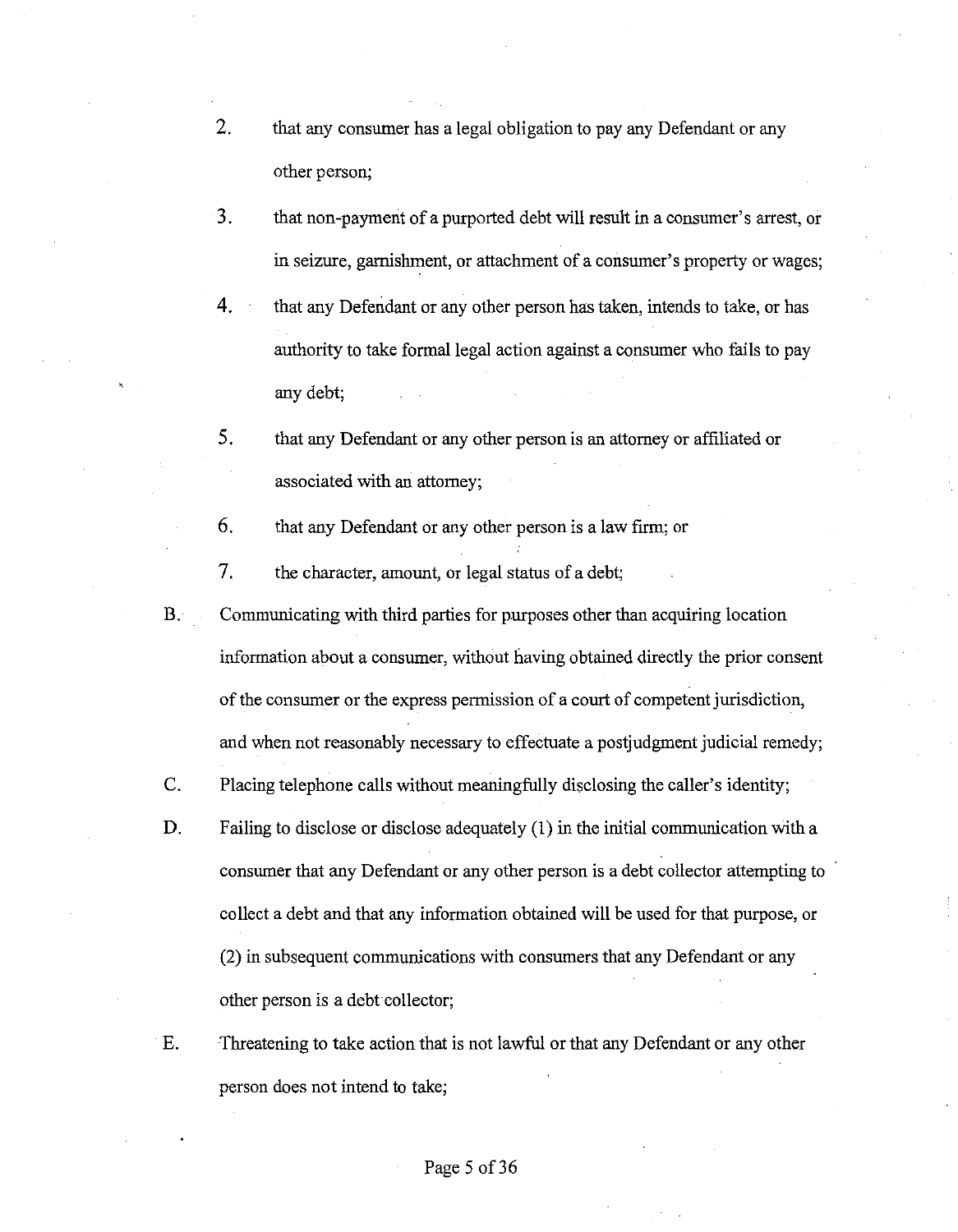2. that any consumer has a legal obligation to pay any Defendant or any other person;

3. that non-payment of a purported debt will result in a consumer's arrest, or in seizure, garnishment, or attachment of a consumer's property or wages;

4. that any Defendant or any other person has taken, intends to take, or has authority to take formal legal action against a consumer who fails to pay any debt;

5. that any Defendant or any other person is an attorney or affiliated or associated with an attorney;

6. that any Defendant or any other person is a law firm; or

7. the character, amount, or legal status of a debt;

B. Communicating with third parties for purposes other than acquiring location information about a consumer, without having obtained directly the prior consent of the consumer or the express permission of a court of competent jurisdiction, and when not reasonably necessary to effectuate a postjudgment judicial remedy;

C. Placing telephone calls without meaningfully disclosing the caller's identity;

D. Failing to disclose or disclose adequately (1) in the initial communication with a consumer that any Defendant or any other person is a debt collector attempting to collect a debt and that any information obtained will be used for that purpose, or (2) in subsequent communications with consumers that any Defendant or any other person is a debt collector;

E. Threatening to take action that is not lawful or that any Defendant or any other person does not intend to take;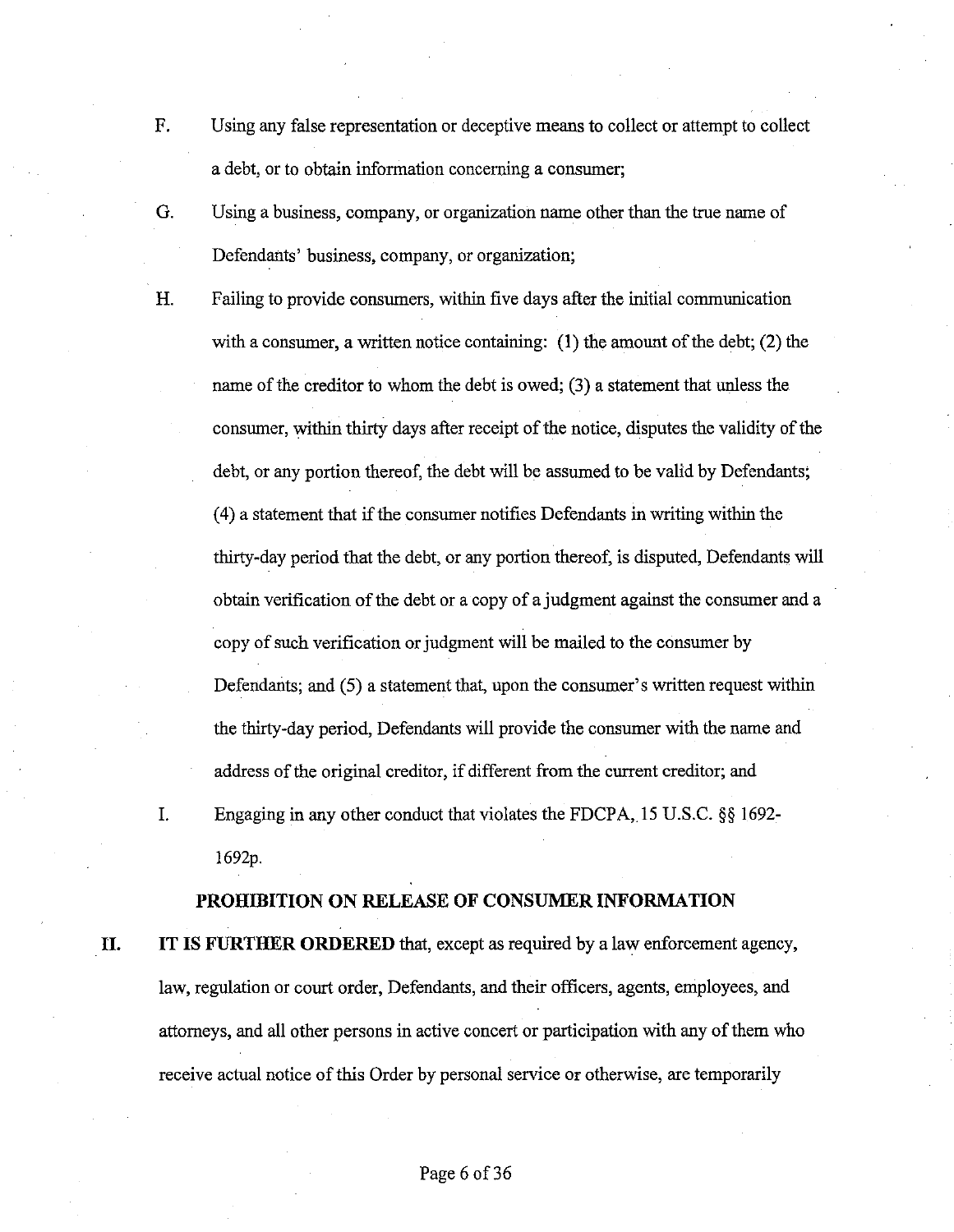F. Using any false representation or deceptive means to collect or attempt to collect a debt, or to obtain information concerning a consumer;

G. Using a business, company, or organization name other than the true name of Defendants' business, company, or organization;

H. Failing to provide consumers, within five days after the initial communication with a consumer, a written notice containing: (1) the amount of the debt; (2) the name of the creditor to whom the debt is owed; (3) a statement that unless the consumer, within thirty days after receipt of the notice, disputes the validity of the debt, or any portion thereof, the debt will be assumed to be valid by Defendants; (4) a statement that if the consumer notifies Defendants in writing within the thirty-day period that the debt, or any portion thereof, is disputed, Defendants will obtain verification of the debt or a copy of a judgment against the consumer and a copy of such verification or judgment will be mailed to the consumer by Defendants; and (5) a statement that, upon the consumer's written request within the thirty-day period, Defendants will provide the consumer with the name and address of the original creditor, if different from the current creditor; and

I. Engaging in any other conduct that violates the FDCPA, 15 U.S.C. §§ 1692-1692p.

**PROHIBITION ON RELEASE OF CONSUMER INFORMATION**

II. **IT IS FURTHER ORDERED** that, except as required by a law enforcement agency, law, regulation or court order, Defendants, and their officers, agents, employees, and attorneys, and all other persons in active concert or participation with any of them who receive actual notice of this Order by personal service or otherwise, are temporarily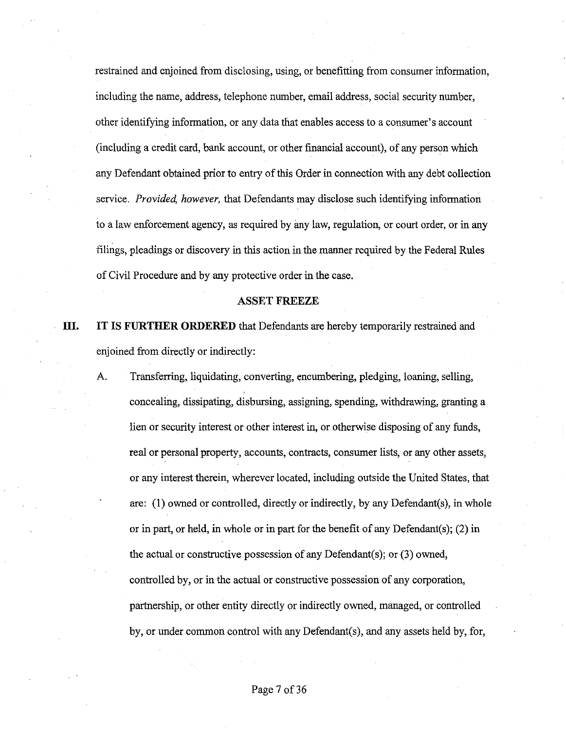restrained and enjoined from disclosing, using, or benefitting from consumer information, including the name, address, telephone number, email address, social security number, other identifying information, or any data that enables access to a consumer's account (including a credit card, bank account, or other financial account), of any person which any Defendant obtained prior to entry of this Order in connection with any debt collection service. *Provided, however,* that Defendants may disclose such identifying information to a law enforcement agency, as required by any law, regulation, or court order, or in any filings, pleadings or discovery in this action in the manner required by the Federal Rules of Civil Procedure and by any protective order in the case.

## ASSET FREEZE

**III. IT IS FURTHER ORDERED** that Defendants are hereby temporarily restrained and enjoined from directly or indirectly:

A. Transferring, liquidating, converting, encumbering, pledging, loaning, selling, concealing, dissipating, disbursing, assigning, spending, withdrawing, granting a lien or security interest or other interest in, or otherwise disposing of any funds, real or personal property, accounts, contracts, consumer lists, or any other assets, or any interest therein, wherever located, including outside the United States, that are: (1) owned or controlled, directly or indirectly, by any Defendant(s), in whole or in part, or held, in whole or in part for the benefit of any Defendant(s); (2) in the actual or constructive possession of any Defendant(s); or (3) owned, controlled by, or in the actual or constructive possession of any corporation, partnership, or other entity directly or indirectly owned, managed, or controlled by, or under common control with any Defendant(s), and any assets held by, for,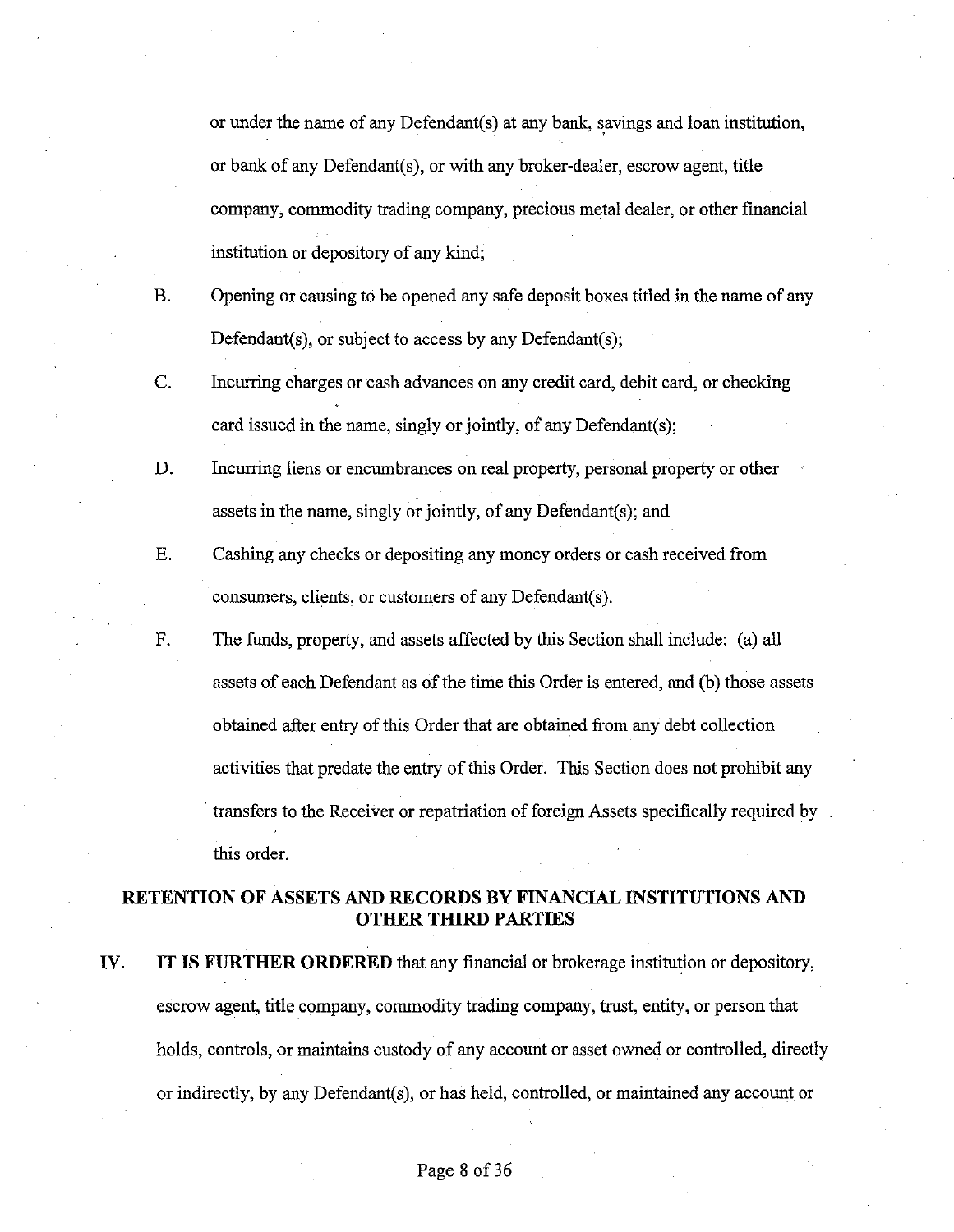or under the name of any Defendant(s) at any bank, savings and loan institution, or bank of any Defendant(s), or with any broker-dealer, escrow agent, title company, commodity trading company, precious metal dealer, or other financial institution or depository of any kind;

B. Opening or causing to be opened any safe deposit boxes titled in the name of any Defendant(s), or subject to access by any Defendant(s);

C. Incurring charges or cash advances on any credit card, debit card, or checking card issued in the name, singly or jointly, of any Defendant(s);

D. Incurring liens or encumbrances on real property, personal property or other assets in the name, singly or jointly, of any Defendant(s); and

E. Cashing any checks or depositing any money orders or cash received from consumers, clients, or customers of any Defendant(s).

F. The funds, property, and assets affected by this Section shall include: (a) all assets of each Defendant as of the time this Order is entered, and (b) those assets obtained after entry of this Order that are obtained from any debt collection activities that predate the entry of this Order. This Section does not prohibit any transfers to the Receiver or repatriation of foreign Assets specifically required by this order.

## RETENTION OF ASSETS AND RECORDS BY FINANCIAL INSTITUTIONS AND OTHER THIRD PARTIES

IV. **IT IS FURTHER ORDERED** that any financial or brokerage institution or depository, escrow agent, title company, commodity trading company, trust, entity, or person that holds, controls, or maintains custody of any account or asset owned or controlled, directly or indirectly, by any Defendant(s), or has held, controlled, or maintained any account or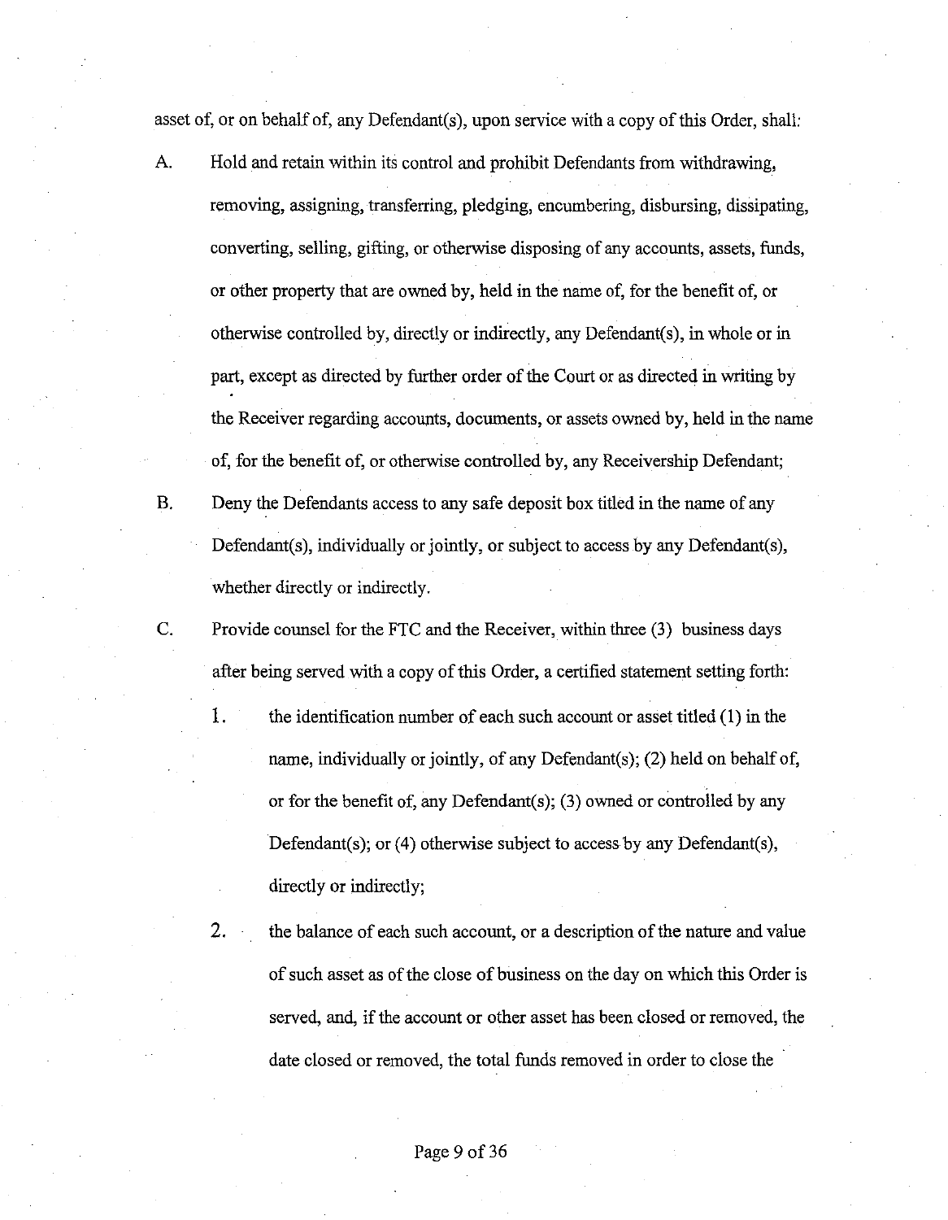asset of, or on behalf of, any Defendant(s), upon service with a copy of this Order, shall:

A. Hold and retain within its control and prohibit Defendants from withdrawing, removing, assigning, transferring, pledging, encumbering, disbursing, dissipating, converting, selling, gifting, or otherwise disposing of any accounts, assets, funds, or other property that are owned by, held in the name of, for the benefit of, or otherwise controlled by, directly or indirectly, any Defendant(s), in whole or in part, except as directed by further order of the Court or as directed in writing by the Receiver regarding accounts, documents, or assets owned by, held in the name of, for the benefit of, or otherwise controlled by, any Receivership Defendant;

B. Deny the Defendants access to any safe deposit box titled in the name of any Defendant(s), individually or jointly, or subject to access by any Defendant(s), whether directly or indirectly.

C. Provide counsel for the FTC and the Receiver, within three (3) business days after being served with a copy of this Order, a certified statement setting forth:

   1. the identification number of each such account or asset titled (1) in the name, individually or jointly, of any Defendant(s); (2) held on behalf of, or for the benefit of, any Defendant(s); (3) owned or controlled by any Defendant(s); or (4) otherwise subject to access by any Defendant(s), directly or indirectly;

   2. the balance of each such account, or a description of the nature and value of such asset as of the close of business on the day on which this Order is served, and, if the account or other asset has been closed or removed, the date closed or removed, the total funds removed in order to close the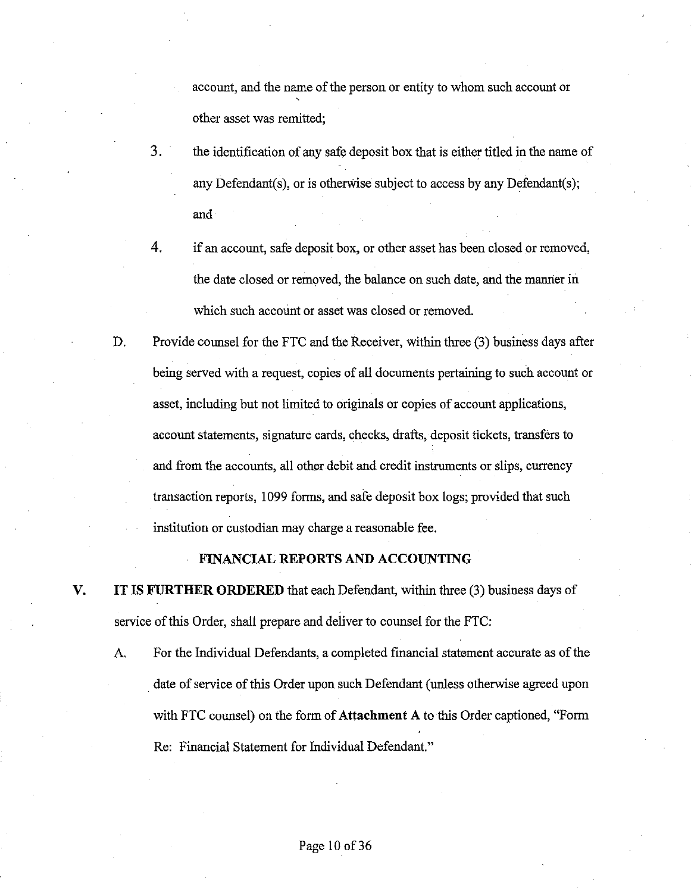account, and the name of the person or entity to whom such account or other asset was remitted;

3. the identification of any safe deposit box that is either titled in the name of any Defendant(s), or is otherwise subject to access by any Defendant(s); and

4. if an account, safe deposit box, or other asset has been closed or removed, the date closed or removed, the balance on such date, and the manner in which such account or asset was closed or removed.

D. Provide counsel for the FTC and the Receiver, within three (3) business days after being served with a request, copies of all documents pertaining to such account or asset, including but not limited to originals or copies of account applications, account statements, signature cards, checks, drafts, deposit tickets, transfers to and from the accounts, all other debit and credit instruments or slips, currency transaction reports, 1099 forms, and safe deposit box logs; provided that such institution or custodian may charge a reasonable fee.

## FINANCIAL REPORTS AND ACCOUNTING

V. **IT IS FURTHER ORDERED** that each Defendant, within three (3) business days of service of this Order, shall prepare and deliver to counsel for the FTC:

A. For the Individual Defendants, a completed financial statement accurate as of the date of service of this Order upon such Defendant (unless otherwise agreed upon with FTC counsel) on the form of **Attachment A** to this Order captioned, "Form Re: Financial Statement for Individual Defendant."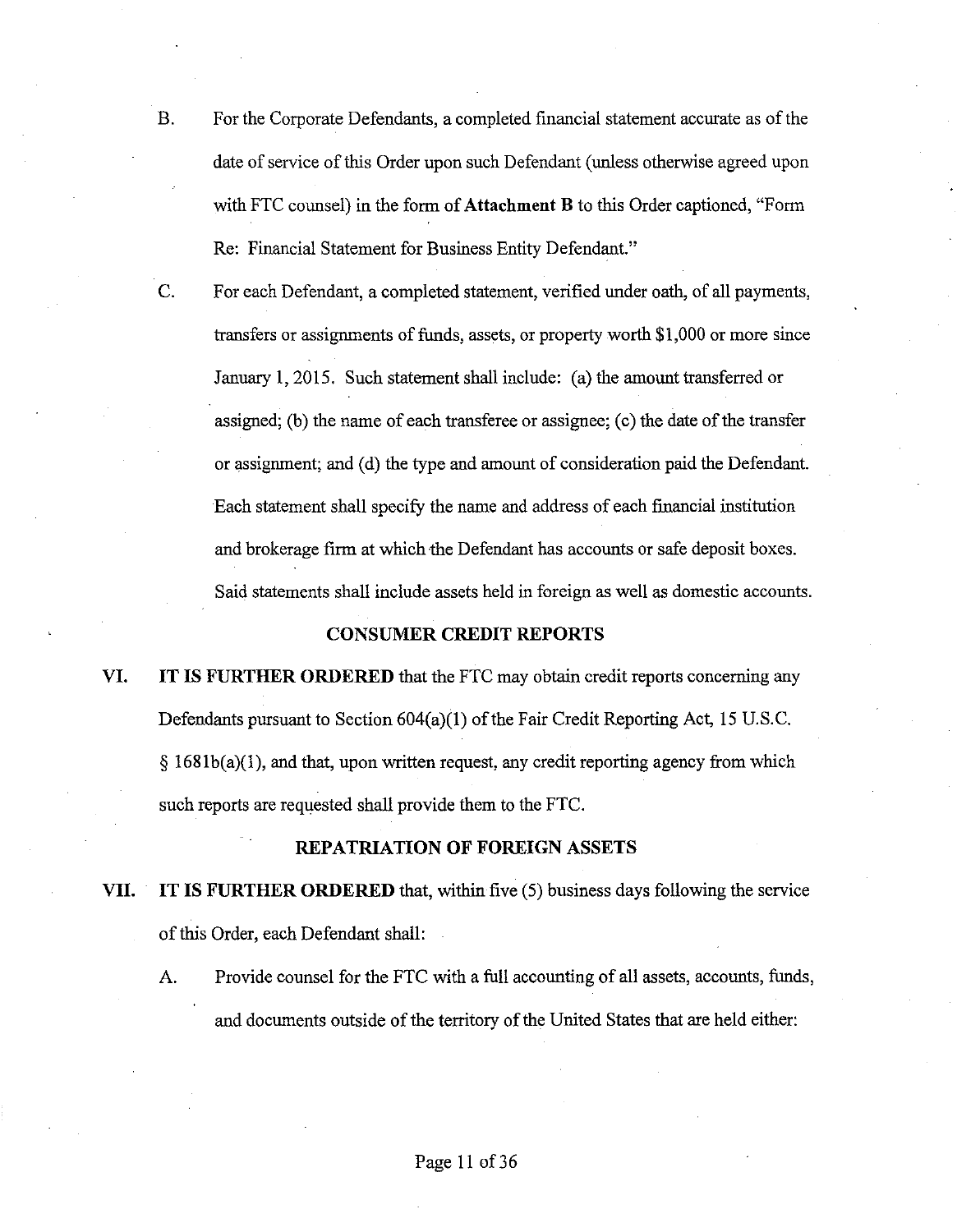B. For the Corporate Defendants, a completed financial statement accurate as of the date of service of this Order upon such Defendant (unless otherwise agreed upon with FTC counsel) in the form of **Attachment B** to this Order captioned, "Form Re: Financial Statement for Business Entity Defendant."

C. For each Defendant, a completed statement, verified under oath, of all payments, transfers or assignments of funds, assets, or property worth $1,000 or more since January 1, 2015. Such statement shall include: (a) the amount transferred or assigned; (b) the name of each transferee or assignee; (c) the date of the transfer or assignment; and (d) the type and amount of consideration paid the Defendant. Each statement shall specify the name and address of each financial institution and brokerage firm at which the Defendant has accounts or safe deposit boxes. Said statements shall include assets held in foreign as well as domestic accounts.

## CONSUMER CREDIT REPORTS

VI. **IT IS FURTHER ORDERED** that the FTC may obtain credit reports concerning any Defendants pursuant to Section 604(a)(1) of the Fair Credit Reporting Act, 15 U.S.C. § 1681b(a)(1), and that, upon written request, any credit reporting agency from which such reports are requested shall provide them to the FTC.

## REPATRIATION OF FOREIGN ASSETS

VII. **IT IS FURTHER ORDERED** that, within five (5) business days following the service of this Order, each Defendant shall:

A. Provide counsel for the FTC with a full accounting of all assets, accounts, funds, and documents outside of the territory of the United States that are held either: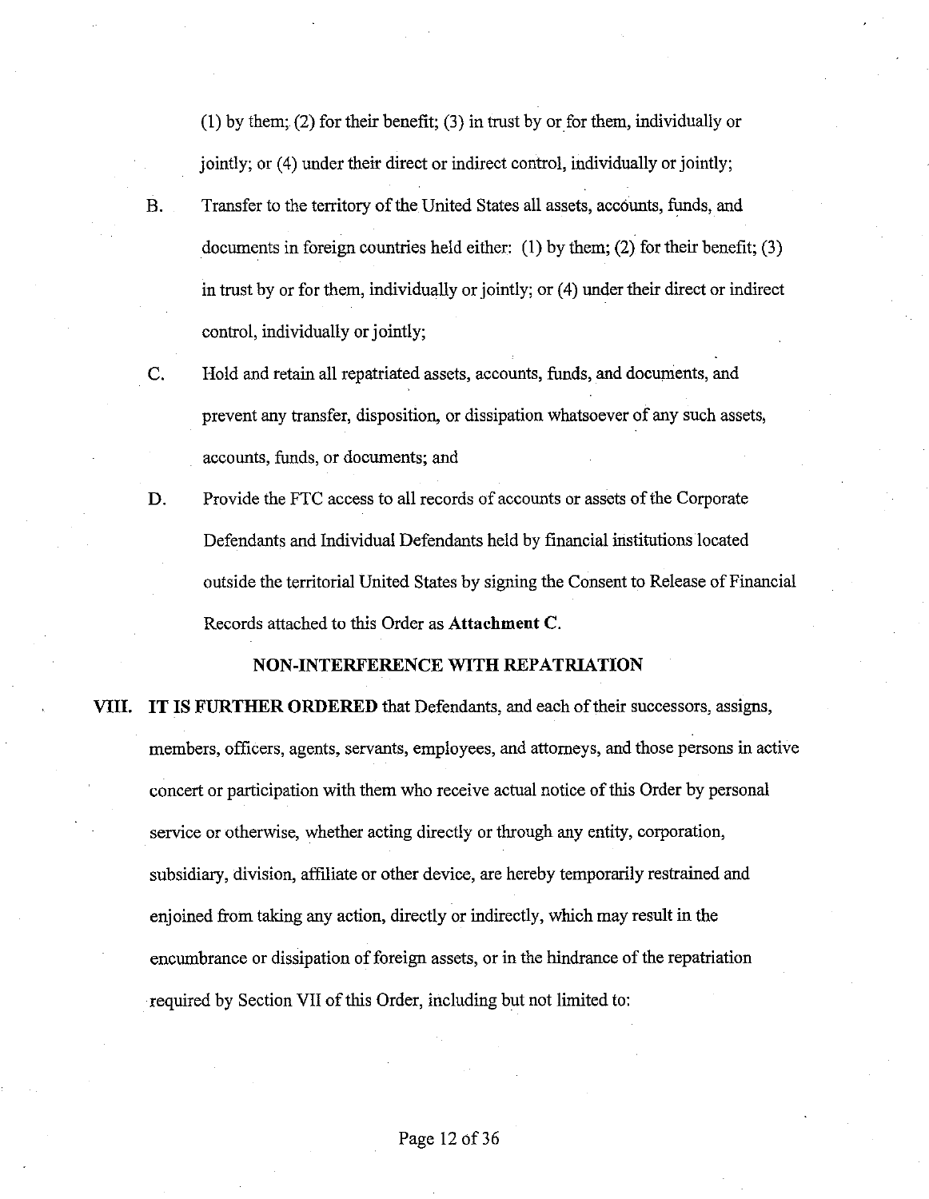(1) by them; (2) for their benefit; (3) in trust by or for them, individually or jointly; or (4) under their direct or indirect control, individually or jointly;

B. Transfer to the territory of the United States all assets, accounts, funds, and documents in foreign countries held either: (1) by them; (2) for their benefit; (3) in trust by or for them, individually or jointly; or (4) under their direct or indirect control, individually or jointly;

C. Hold and retain all repatriated assets, accounts, funds, and documents, and prevent any transfer, disposition, or dissipation whatsoever of any such assets, accounts, funds, or documents; and

D. Provide the FTC access to all records of accounts or assets of the Corporate Defendants and Individual Defendants held by financial institutions located outside the territorial United States by signing the Consent to Release of Financial Records attached to this Order as **Attachment C**.

## NON-INTERFERENCE WITH REPATRIATION

**VIII. IT IS FURTHER ORDERED** that Defendants, and each of their successors, assigns, members, officers, agents, servants, employees, and attorneys, and those persons in active concert or participation with them who receive actual notice of this Order by personal service or otherwise, whether acting directly or through any entity, corporation, subsidiary, division, affiliate or other device, are hereby temporarily restrained and enjoined from taking any action, directly or indirectly, which may result in the encumbrance or dissipation of foreign assets, or in the hindrance of the repatriation required by Section VII of this Order, including but not limited to: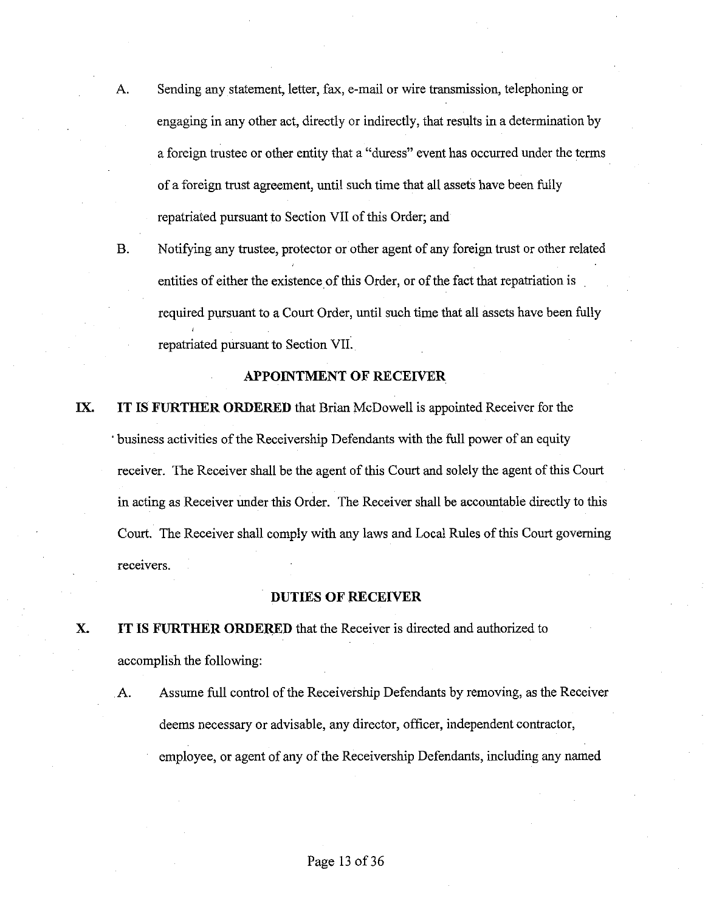A. Sending any statement, letter, fax, e-mail or wire transmission, telephoning or engaging in any other act, directly or indirectly, that results in a determination by a foreign trustee or other entity that a "duress" event has occurred under the terms of a foreign trust agreement, until such time that all assets have been fully repatriated pursuant to Section VII of this Order; and

B. Notifying any trustee, protector or other agent of any foreign trust or other related entities of either the existence of this Order, or of the fact that repatriation is required pursuant to a Court Order, until such time that all assets have been fully repatriated pursuant to Section VII.

## APPOINTMENT OF RECEIVER

**IX. IT IS FURTHER ORDERED** that Brian McDowell is appointed Receiver for the business activities of the Receivership Defendants with the full power of an equity receiver. The Receiver shall be the agent of this Court and solely the agent of this Court in acting as Receiver under this Order. The Receiver shall be accountable directly to this Court. The Receiver shall comply with any laws and Local Rules of this Court governing receivers.

## DUTIES OF RECEIVER

**X. IT IS FURTHER ORDERED** that the Receiver is directed and authorized to accomplish the following:

A. Assume full control of the Receivership Defendants by removing, as the Receiver deems necessary or advisable, any director, officer, independent contractor, employee, or agent of any of the Receivership Defendants, including any named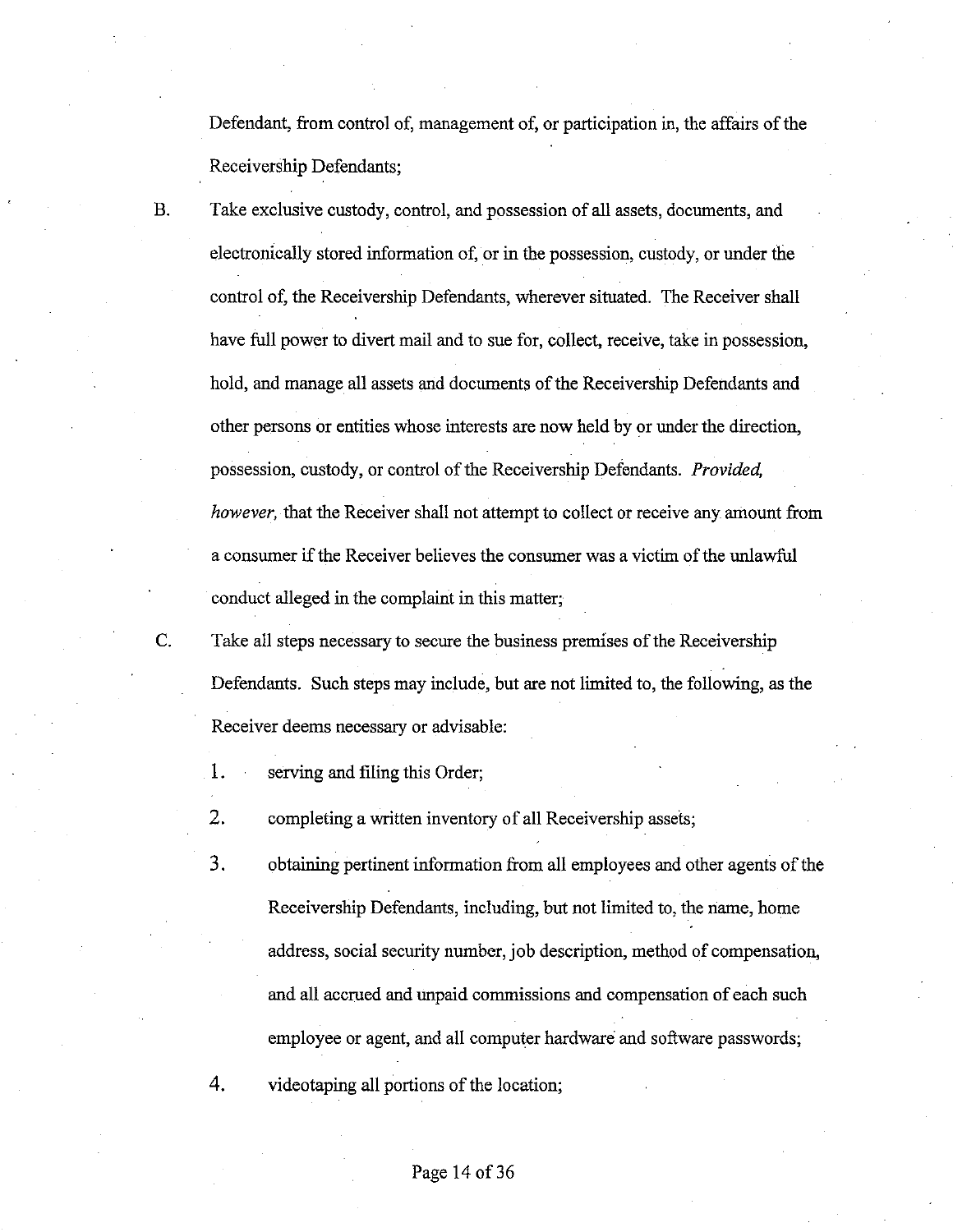Defendant, from control of, management of, or participation in, the affairs of the Receivership Defendants;

B. Take exclusive custody, control, and possession of all assets, documents, and electronically stored information of, or in the possession, custody, or under the control of, the Receivership Defendants, wherever situated. The Receiver shall have full power to divert mail and to sue for, collect, receive, take in possession, hold, and manage all assets and documents of the Receivership Defendants and other persons or entities whose interests are now held by or under the direction, possession, custody, or control of the Receivership Defendants. *Provided, however,* that the Receiver shall not attempt to collect or receive any amount from a consumer if the Receiver believes the consumer was a victim of the unlawful conduct alleged in the complaint in this matter;

C. Take all steps necessary to secure the business premises of the Receivership Defendants. Such steps may include, but are not limited to, the following, as the Receiver deems necessary or advisable:

1. serving and filing this Order;
2. completing a written inventory of all Receivership assets;
3. obtaining pertinent information from all employees and other agents of the Receivership Defendants, including, but not limited to, the name, home address, social security number, job description, method of compensation, and all accrued and unpaid commissions and compensation of each such employee or agent, and all computer hardware and software passwords;
4. videotaping all portions of the location;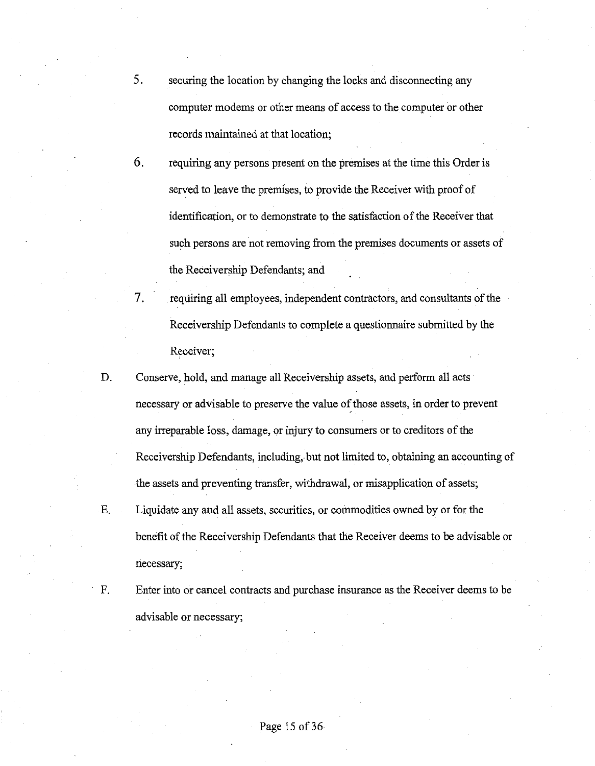5. securing the location by changing the locks and disconnecting any computer modems or other means of access to the computer or other records maintained at that location;

6. requiring any persons present on the premises at the time this Order is served to leave the premises, to provide the Receiver with proof of identification, or to demonstrate to the satisfaction of the Receiver that such persons are not removing from the premises documents or assets of the Receivership Defendants; and

7. requiring all employees, independent contractors, and consultants of the Receivership Defendants to complete a questionnaire submitted by the Receiver;

D. Conserve, hold, and manage all Receivership assets, and perform all acts necessary or advisable to preserve the value of those assets, in order to prevent any irreparable loss, damage, or injury to consumers or to creditors of the Receivership Defendants, including, but not limited to, obtaining an accounting of the assets and preventing transfer, withdrawal, or misapplication of assets;

E. Liquidate any and all assets, securities, or commodities owned by or for the benefit of the Receivership Defendants that the Receiver deems to be advisable or necessary;

F. Enter into or cancel contracts and purchase insurance as the Receiver deems to be advisable or necessary;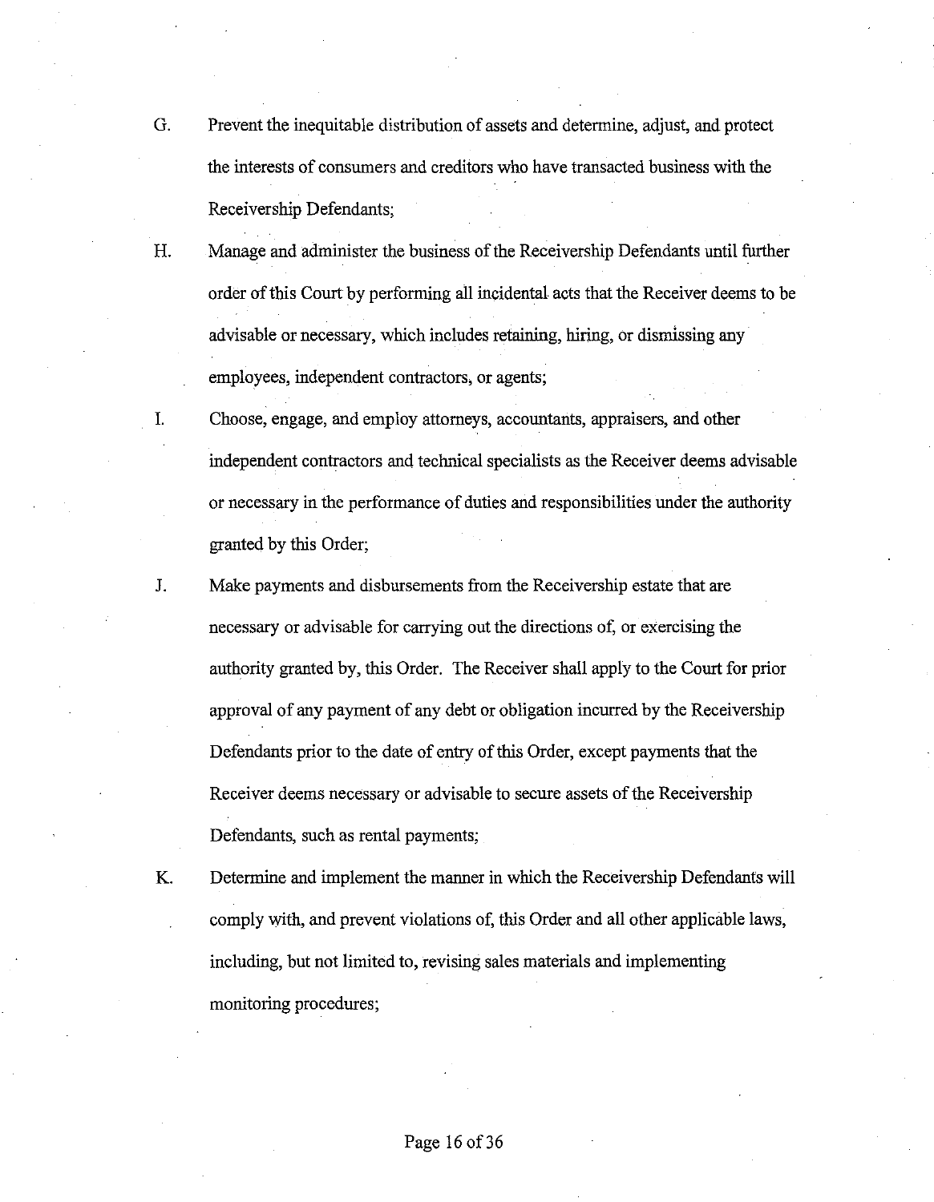G. Prevent the inequitable distribution of assets and determine, adjust, and protect the interests of consumers and creditors who have transacted business with the Receivership Defendants;

H. Manage and administer the business of the Receivership Defendants until further order of this Court by performing all incidental acts that the Receiver deems to be advisable or necessary, which includes retaining, hiring, or dismissing any employees, independent contractors, or agents;

I. Choose, engage, and employ attorneys, accountants, appraisers, and other independent contractors and technical specialists as the Receiver deems advisable or necessary in the performance of duties and responsibilities under the authority granted by this Order;

J. Make payments and disbursements from the Receivership estate that are necessary or advisable for carrying out the directions of, or exercising the authority granted by, this Order. The Receiver shall apply to the Court for prior approval of any payment of any debt or obligation incurred by the Receivership Defendants prior to the date of entry of this Order, except payments that the Receiver deems necessary or advisable to secure assets of the Receivership Defendants, such as rental payments;

K. Determine and implement the manner in which the Receivership Defendants will comply with, and prevent violations of, this Order and all other applicable laws, including, but not limited to, revising sales materials and implementing monitoring procedures;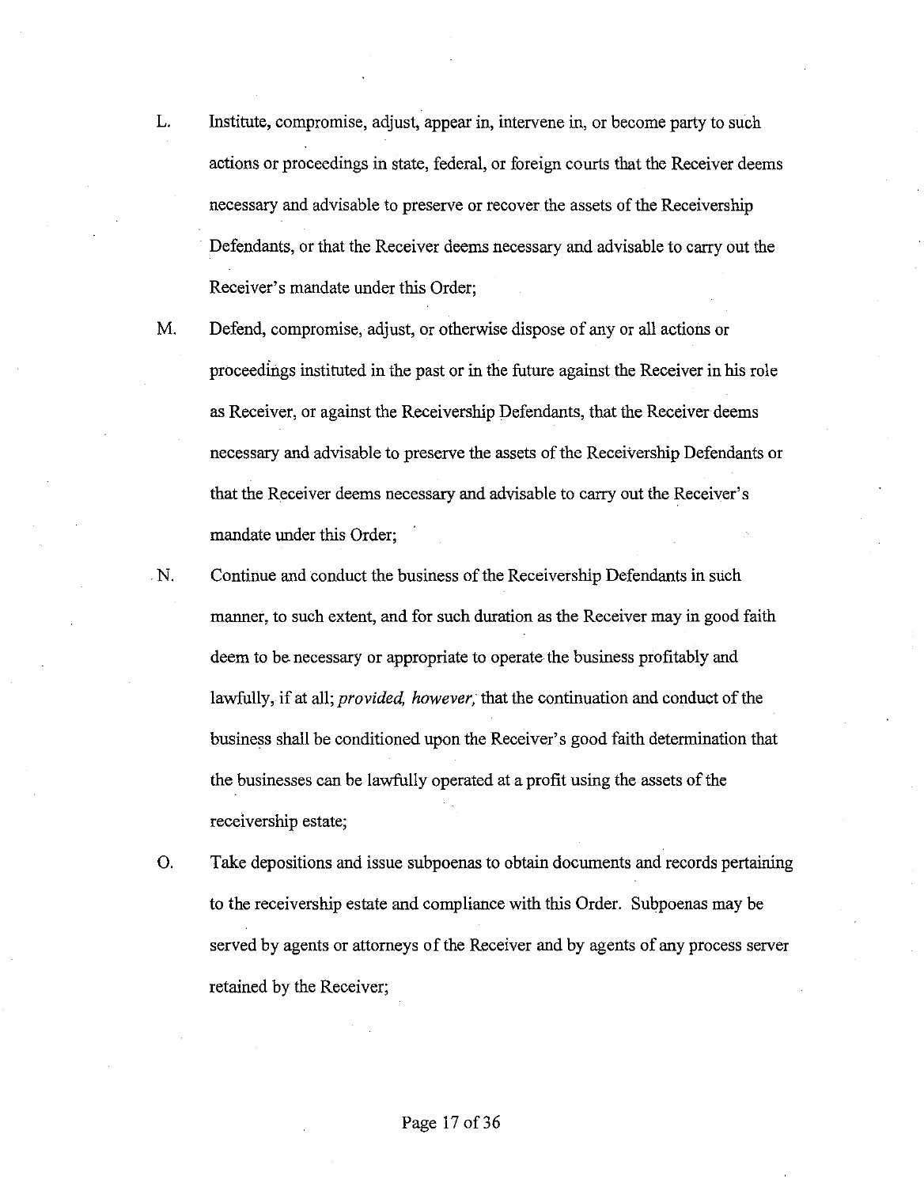L. Institute, compromise, adjust, appear in, intervene in, or become party to such actions or proceedings in state, federal, or foreign courts that the Receiver deems necessary and advisable to preserve or recover the assets of the Receivership Defendants, or that the Receiver deems necessary and advisable to carry out the Receiver's mandate under this Order;

M. Defend, compromise, adjust, or otherwise dispose of any or all actions or proceedings instituted in the past or in the future against the Receiver in his role as Receiver, or against the Receivership Defendants, that the Receiver deems necessary and advisable to preserve the assets of the Receivership Defendants or that the Receiver deems necessary and advisable to carry out the Receiver's mandate under this Order;

N. Continue and conduct the business of the Receivership Defendants in such manner, to such extent, and for such duration as the Receiver may in good faith deem to be necessary or appropriate to operate the business profitably and lawfully, if at all; *provided, however,* that the continuation and conduct of the business shall be conditioned upon the Receiver's good faith determination that the businesses can be lawfully operated at a profit using the assets of the receivership estate;

O. Take depositions and issue subpoenas to obtain documents and records pertaining to the receivership estate and compliance with this Order. Subpoenas may be served by agents or attorneys of the Receiver and by agents of any process server retained by the Receiver;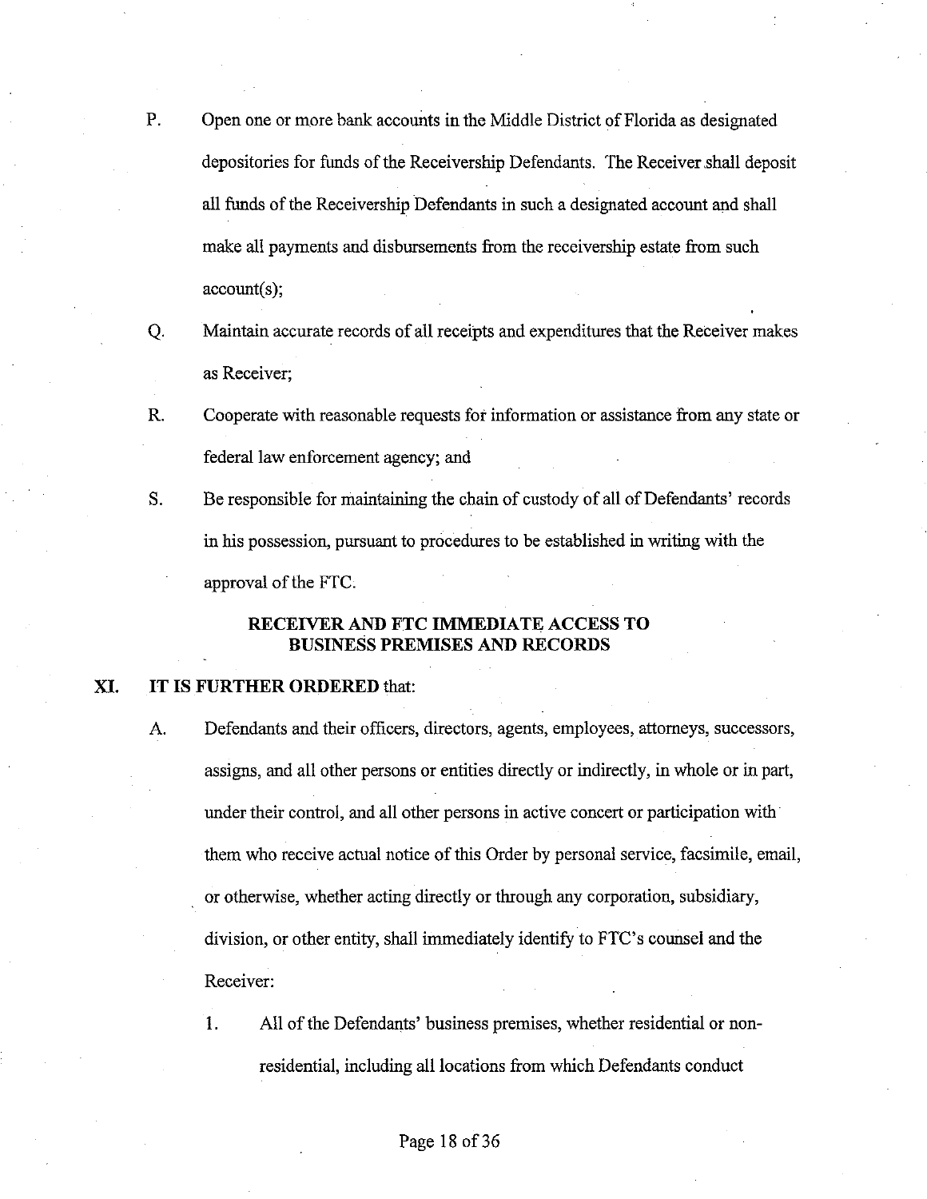P. Open one or more bank accounts in the Middle District of Florida as designated depositories for funds of the Receivership Defendants. The Receiver shall deposit all funds of the Receivership Defendants in such a designated account and shall make all payments and disbursements from the receivership estate from such account(s);

Q. Maintain accurate records of all receipts and expenditures that the Receiver makes as Receiver;

R. Cooperate with reasonable requests for information or assistance from any state or federal law enforcement agency; and

S. Be responsible for maintaining the chain of custody of all of Defendants' records in his possession, pursuant to procedures to be established in writing with the approval of the FTC.

## RECEIVER AND FTC IMMEDIATE ACCESS TO BUSINESS PREMISES AND RECORDS

**XI. IT IS FURTHER ORDERED** that:

A. Defendants and their officers, directors, agents, employees, attorneys, successors, assigns, and all other persons or entities directly or indirectly, in whole or in part, under their control, and all other persons in active concert or participation with them who receive actual notice of this Order by personal service, facsimile, email, or otherwise, whether acting directly or through any corporation, subsidiary, division, or other entity, shall immediately identify to FTC's counsel and the Receiver:

1. All of the Defendants' business premises, whether residential or non-residential, including all locations from which Defendants conduct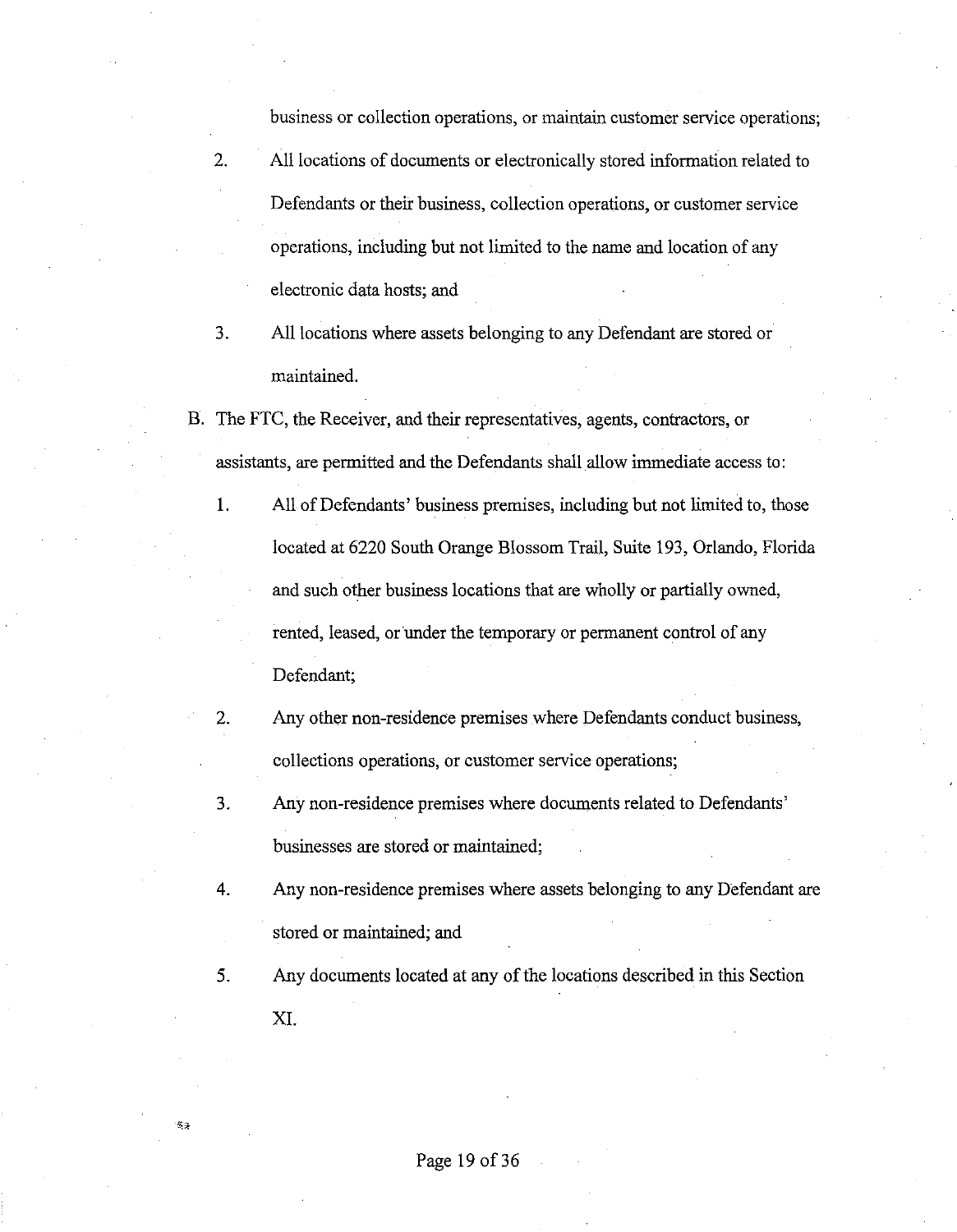business or collection operations, or maintain customer service operations;

2. All locations of documents or electronically stored information related to Defendants or their business, collection operations, or customer service operations, including but not limited to the name and location of any electronic data hosts; and

3. All locations where assets belonging to any Defendant are stored or maintained.

B. The FTC, the Receiver, and their representatives, agents, contractors, or assistants, are permitted and the Defendants shall allow immediate access to:

1. All of Defendants' business premises, including but not limited to, those located at 6220 South Orange Blossom Trail, Suite 193, Orlando, Florida and such other business locations that are wholly or partially owned, rented, leased, or under the temporary or permanent control of any Defendant;

2. Any other non-residence premises where Defendants conduct business, collections operations, or customer service operations;

3. Any non-residence premises where documents related to Defendants' businesses are stored or maintained;

4. Any non-residence premises where assets belonging to any Defendant are stored or maintained; and

5. Any documents located at any of the locations described in this Section XI.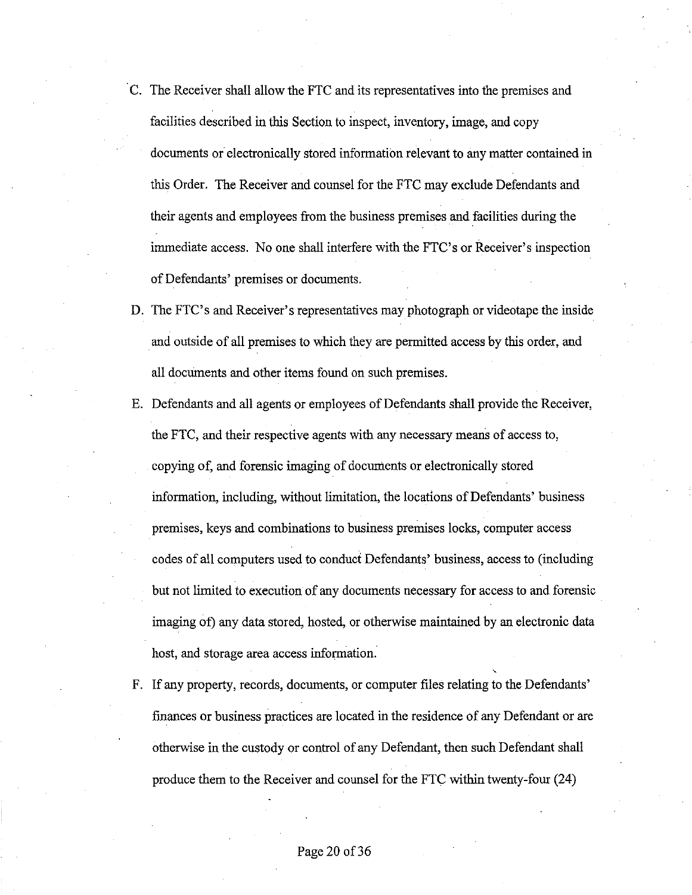C. The Receiver shall allow the FTC and its representatives into the premises and facilities described in this Section to inspect, inventory, image, and copy documents or electronically stored information relevant to any matter contained in this Order. The Receiver and counsel for the FTC may exclude Defendants and their agents and employees from the business premises and facilities during the immediate access. No one shall interfere with the FTC's or Receiver's inspection of Defendants' premises or documents.

D. The FTC's and Receiver's representatives may photograph or videotape the inside and outside of all premises to which they are permitted access by this order, and all documents and other items found on such premises.

E. Defendants and all agents or employees of Defendants shall provide the Receiver, the FTC, and their respective agents with any necessary means of access to, copying of, and forensic imaging of documents or electronically stored information, including, without limitation, the locations of Defendants' business premises, keys and combinations to business premises locks, computer access codes of all computers used to conduct Defendants' business, access to (including but not limited to execution of any documents necessary for access to and forensic imaging of) any data stored, hosted, or otherwise maintained by an electronic data host, and storage area access information.

F. If any property, records, documents, or computer files relating to the Defendants' finances or business practices are located in the residence of any Defendant or are otherwise in the custody or control of any Defendant, then such Defendant shall produce them to the Receiver and counsel for the FTC within twenty-four (24)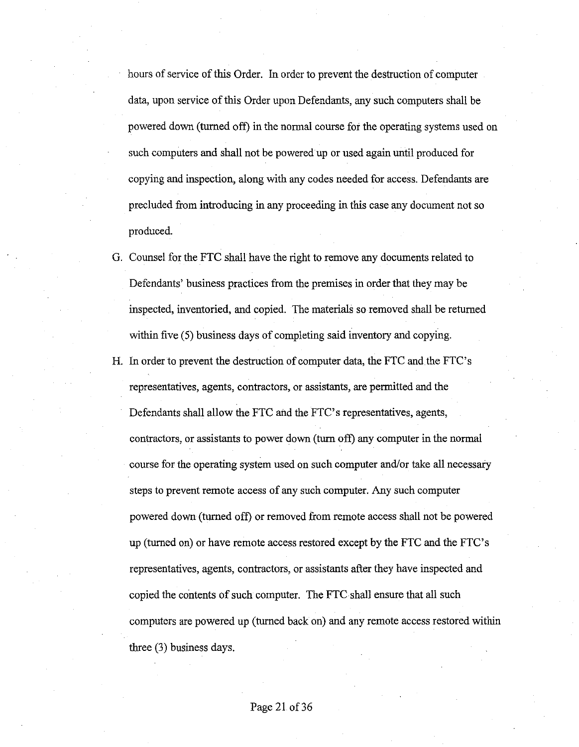hours of service of this Order. In order to prevent the destruction of computer data, upon service of this Order upon Defendants, any such computers shall be powered down (turned off) in the normal course for the operating systems used on such computers and shall not be powered up or used again until produced for copying and inspection, along with any codes needed for access. Defendants are precluded from introducing in any proceeding in this case any document not so produced.

G. Counsel for the FTC shall have the right to remove any documents related to Defendants' business practices from the premises in order that they may be inspected, inventoried, and copied. The materials so removed shall be returned within five (5) business days of completing said inventory and copying.

H. In order to prevent the destruction of computer data, the FTC and the FTC's representatives, agents, contractors, or assistants, are permitted and the Defendants shall allow the FTC and the FTC's representatives, agents, contractors, or assistants to power down (turn off) any computer in the normal course for the operating system used on such computer and/or take all necessary steps to prevent remote access of any such computer. Any such computer powered down (turned off) or removed from remote access shall not be powered up (turned on) or have remote access restored except by the FTC and the FTC's representatives, agents, contractors, or assistants after they have inspected and copied the contents of such computer. The FTC shall ensure that all such computers are powered up (turned back on) and any remote access restored within three (3) business days.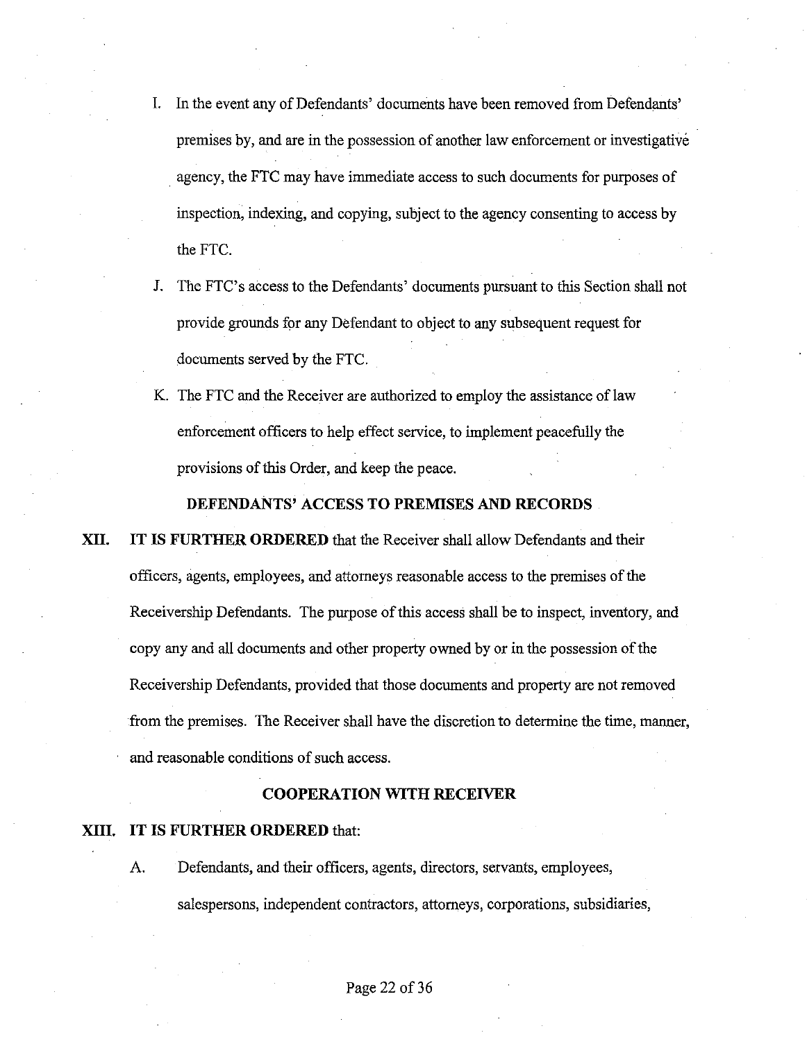I. In the event any of Defendants' documents have been removed from Defendants' premises by, and are in the possession of another law enforcement or investigative agency, the FTC may have immediate access to such documents for purposes of inspection, indexing, and copying, subject to the agency consenting to access by the FTC.

J. The FTC's access to the Defendants' documents pursuant to this Section shall not provide grounds for any Defendant to object to any subsequent request for documents served by the FTC.

K. The FTC and the Receiver are authorized to employ the assistance of law enforcement officers to help effect service, to implement peacefully the provisions of this Order, and keep the peace.

**DEFENDANTS' ACCESS TO PREMISES AND RECORDS**

**XII. IT IS FURTHER ORDERED** that the Receiver shall allow Defendants and their officers, agents, employees, and attorneys reasonable access to the premises of the Receivership Defendants. The purpose of this access shall be to inspect, inventory, and copy any and all documents and other property owned by or in the possession of the Receivership Defendants, provided that those documents and property are not removed from the premises. The Receiver shall have the discretion to determine the time, manner, and reasonable conditions of such access.

**COOPERATION WITH RECEIVER**

**XIII. IT IS FURTHER ORDERED** that:

A. Defendants, and their officers, agents, directors, servants, employees, salespersons, independent contractors, attorneys, corporations, subsidiaries,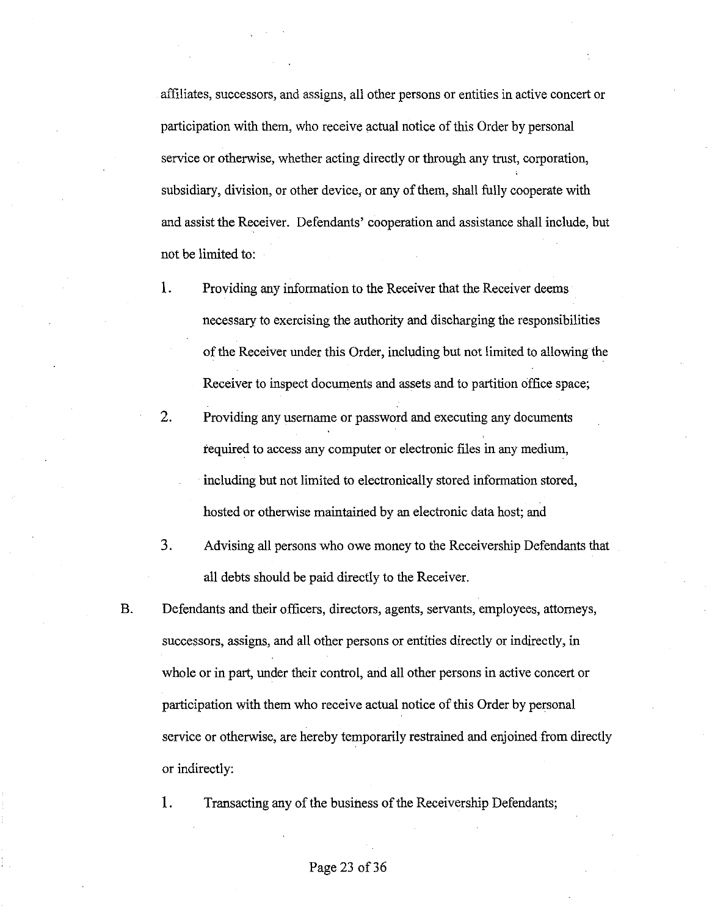affiliates, successors, and assigns, all other persons or entities in active concert or participation with them, who receive actual notice of this Order by personal service or otherwise, whether acting directly or through any trust, corporation, subsidiary, division, or other device, or any of them, shall fully cooperate with and assist the Receiver. Defendants' cooperation and assistance shall include, but not be limited to:

1. Providing any information to the Receiver that the Receiver deems necessary to exercising the authority and discharging the responsibilities of the Receiver under this Order, including but not limited to allowing the Receiver to inspect documents and assets and to partition office space;
2. Providing any username or password and executing any documents required to access any computer or electronic files in any medium, including but not limited to electronically stored information stored, hosted or otherwise maintained by an electronic data host; and
3. Advising all persons who owe money to the Receivership Defendants that all debts should be paid directly to the Receiver.

B. Defendants and their officers, directors, agents, servants, employees, attorneys, successors, assigns, and all other persons or entities directly or indirectly, in whole or in part, under their control, and all other persons in active concert or participation with them who receive actual notice of this Order by personal service or otherwise, are hereby temporarily restrained and enjoined from directly or indirectly:

1. Transacting any of the business of the Receivership Defendants;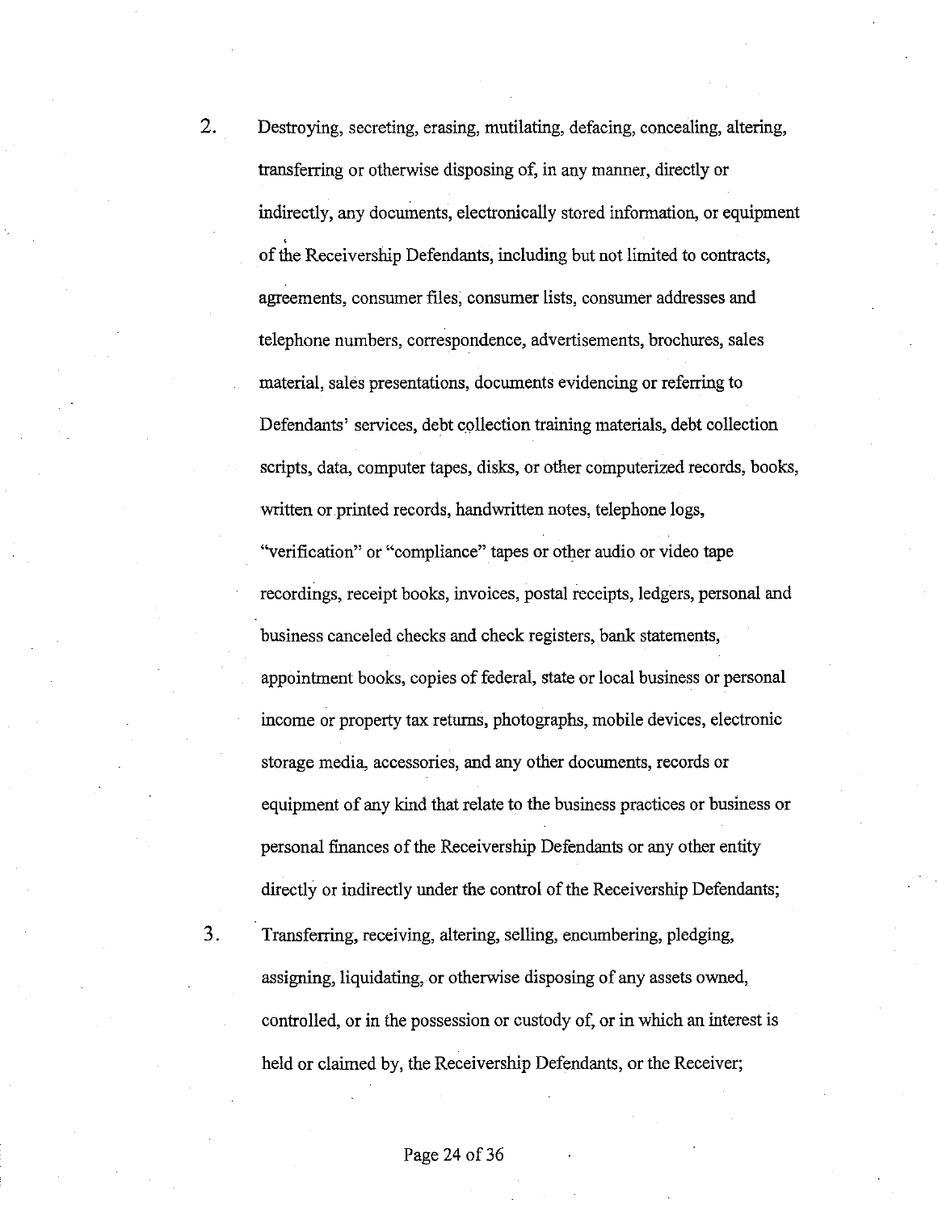2. Destroying, secreting, erasing, mutilating, defacing, concealing, altering, transferring or otherwise disposing of, in any manner, directly or indirectly, any documents, electronically stored information, or equipment of the Receivership Defendants, including but not limited to contracts, agreements, consumer files, consumer lists, consumer addresses and telephone numbers, correspondence, advertisements, brochures, sales material, sales presentations, documents evidencing or referring to Defendants' services, debt collection training materials, debt collection scripts, data, computer tapes, disks, or other computerized records, books, written or printed records, handwritten notes, telephone logs, "verification" or "compliance" tapes or other audio or video tape recordings, receipt books, invoices, postal receipts, ledgers, personal and business canceled checks and check registers, bank statements, appointment books, copies of federal, state or local business or personal income or property tax returns, photographs, mobile devices, electronic storage media, accessories, and any other documents, records or equipment of any kind that relate to the business practices or business or personal finances of the Receivership Defendants or any other entity directly or indirectly under the control of the Receivership Defendants;

3. Transferring, receiving, altering, selling, encumbering, pledging, assigning, liquidating, or otherwise disposing of any assets owned, controlled, or in the possession or custody of, or in which an interest is held or claimed by, the Receivership Defendants, or the Receiver;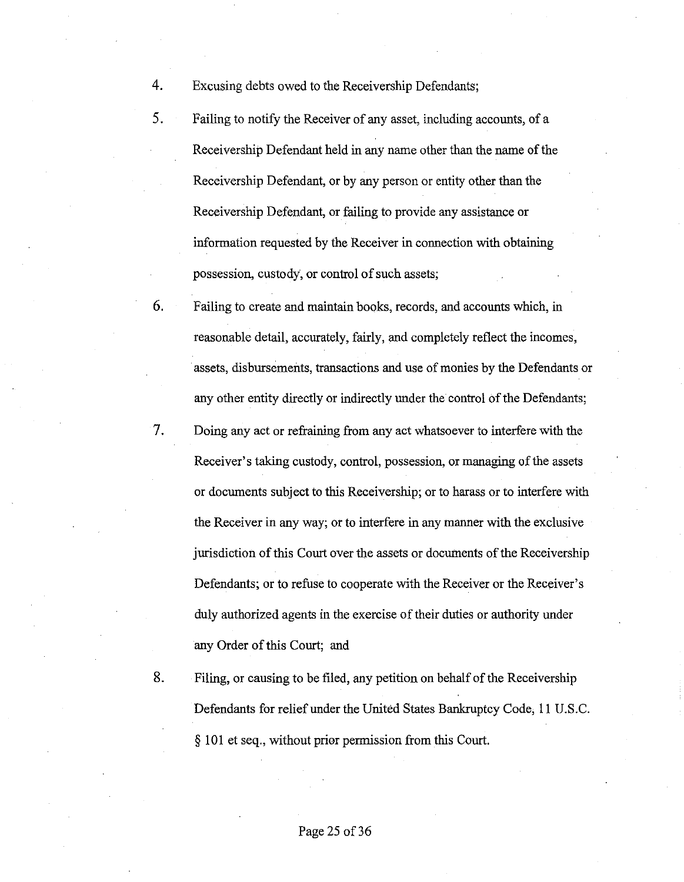4. Excusing debts owed to the Receivership Defendants;

5. Failing to notify the Receiver of any asset, including accounts, of a Receivership Defendant held in any name other than the name of the Receivership Defendant, or by any person or entity other than the Receivership Defendant, or failing to provide any assistance or information requested by the Receiver in connection with obtaining possession, custody, or control of such assets;

6. Failing to create and maintain books, records, and accounts which, in reasonable detail, accurately, fairly, and completely reflect the incomes, assets, disbursements, transactions and use of monies by the Defendants or any other entity directly or indirectly under the control of the Defendants;

7. Doing any act or refraining from any act whatsoever to interfere with the Receiver's taking custody, control, possession, or managing of the assets or documents subject to this Receivership; or to harass or to interfere with the Receiver in any way; or to interfere in any manner with the exclusive jurisdiction of this Court over the assets or documents of the Receivership Defendants; or to refuse to cooperate with the Receiver or the Receiver's duly authorized agents in the exercise of their duties or authority under any Order of this Court; and

8. Filing, or causing to be filed, any petition on behalf of the Receivership Defendants for relief under the United States Bankruptcy Code, 11 U.S.C. § 101 et seq., without prior permission from this Court.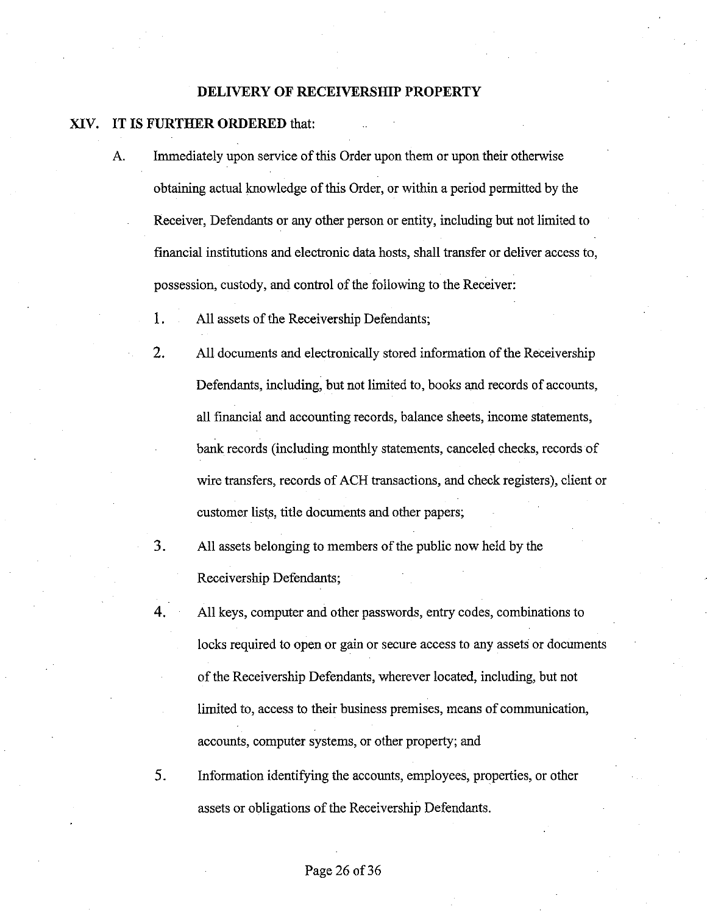## DELIVERY OF RECEIVERSHIP PROPERTY

**XIV. IT IS FURTHER ORDERED** that:

A. Immediately upon service of this Order upon them or upon their otherwise obtaining actual knowledge of this Order, or within a period permitted by the Receiver, Defendants or any other person or entity, including but not limited to financial institutions and electronic data hosts, shall transfer or deliver access to, possession, custody, and control of the following to the Receiver:

   1. All assets of the Receivership Defendants;

   2. All documents and electronically stored information of the Receivership Defendants, including, but not limited to, books and records of accounts, all financial and accounting records, balance sheets, income statements, bank records (including monthly statements, canceled checks, records of wire transfers, records of ACH transactions, and check registers), client or customer lists, title documents and other papers;

   3. All assets belonging to members of the public now held by the Receivership Defendants;

   4. All keys, computer and other passwords, entry codes, combinations to locks required to open or gain or secure access to any assets or documents of the Receivership Defendants, wherever located, including, but not limited to, access to their business premises, means of communication, accounts, computer systems, or other property; and

   5. Information identifying the accounts, employees, properties, or other assets or obligations of the Receivership Defendants.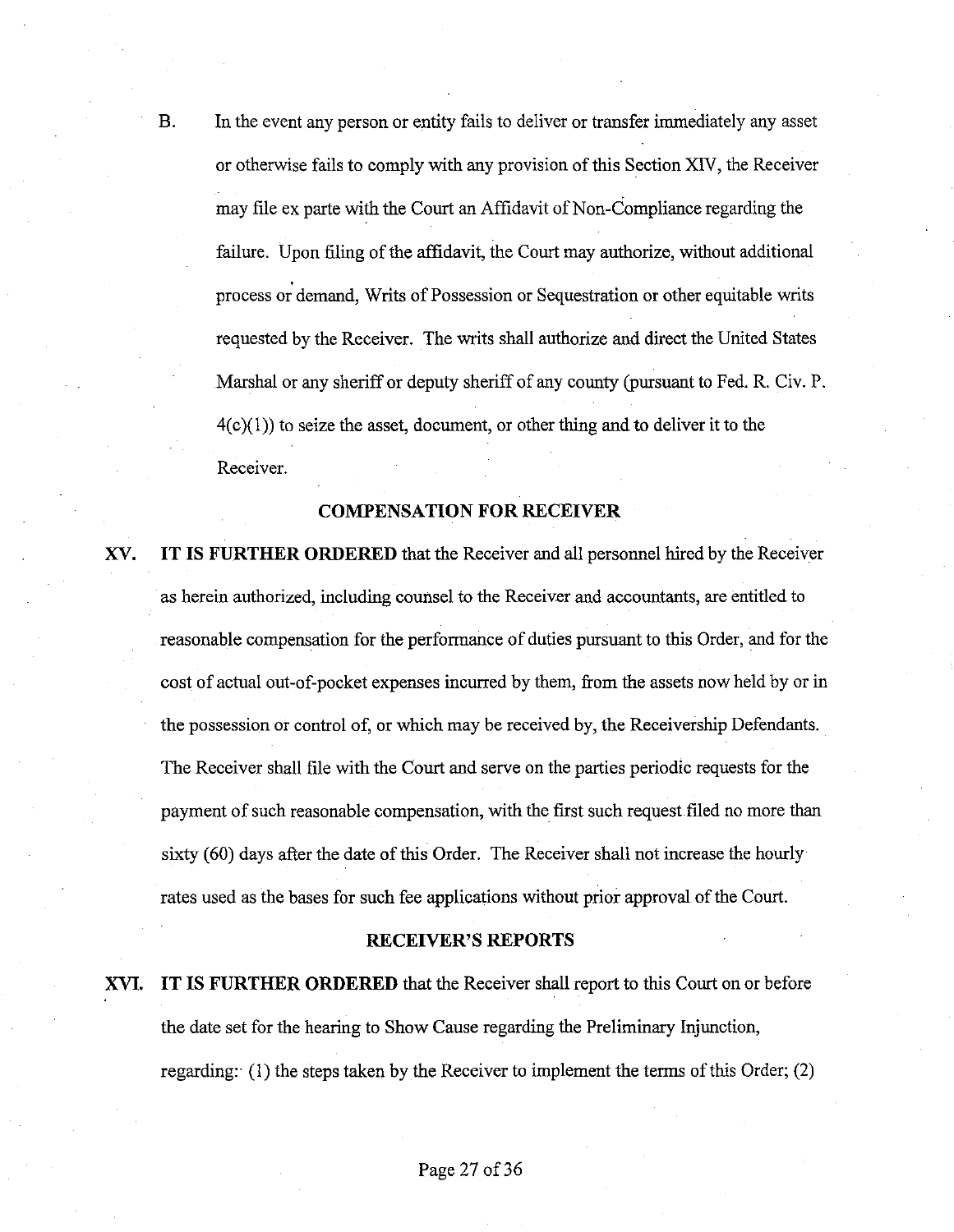B. In the event any person or entity fails to deliver or transfer immediately any asset or otherwise fails to comply with any provision of this Section XIV, the Receiver may file ex parte with the Court an Affidavit of Non-Compliance regarding the failure. Upon filing of the affidavit, the Court may authorize, without additional process or demand, Writs of Possession or Sequestration or other equitable writs requested by the Receiver. The writs shall authorize and direct the United States Marshal or any sheriff or deputy sheriff of any county (pursuant to Fed. R. Civ. P. 4(c)(1)) to seize the asset, document, or other thing and to deliver it to the Receiver.

## COMPENSATION FOR RECEIVER

**XV. IT IS FURTHER ORDERED** that the Receiver and all personnel hired by the Receiver as herein authorized, including counsel to the Receiver and accountants, are entitled to reasonable compensation for the performance of duties pursuant to this Order, and for the cost of actual out-of-pocket expenses incurred by them, from the assets now held by or in the possession or control of, or which may be received by, the Receivership Defendants. The Receiver shall file with the Court and serve on the parties periodic requests for the payment of such reasonable compensation, with the first such request filed no more than sixty (60) days after the date of this Order. The Receiver shall not increase the hourly rates used as the bases for such fee applications without prior approval of the Court.

## RECEIVER'S REPORTS

**XVI. IT IS FURTHER ORDERED** that the Receiver shall report to this Court on or before the date set for the hearing to Show Cause regarding the Preliminary Injunction, regarding: (1) the steps taken by the Receiver to implement the terms of this Order; (2)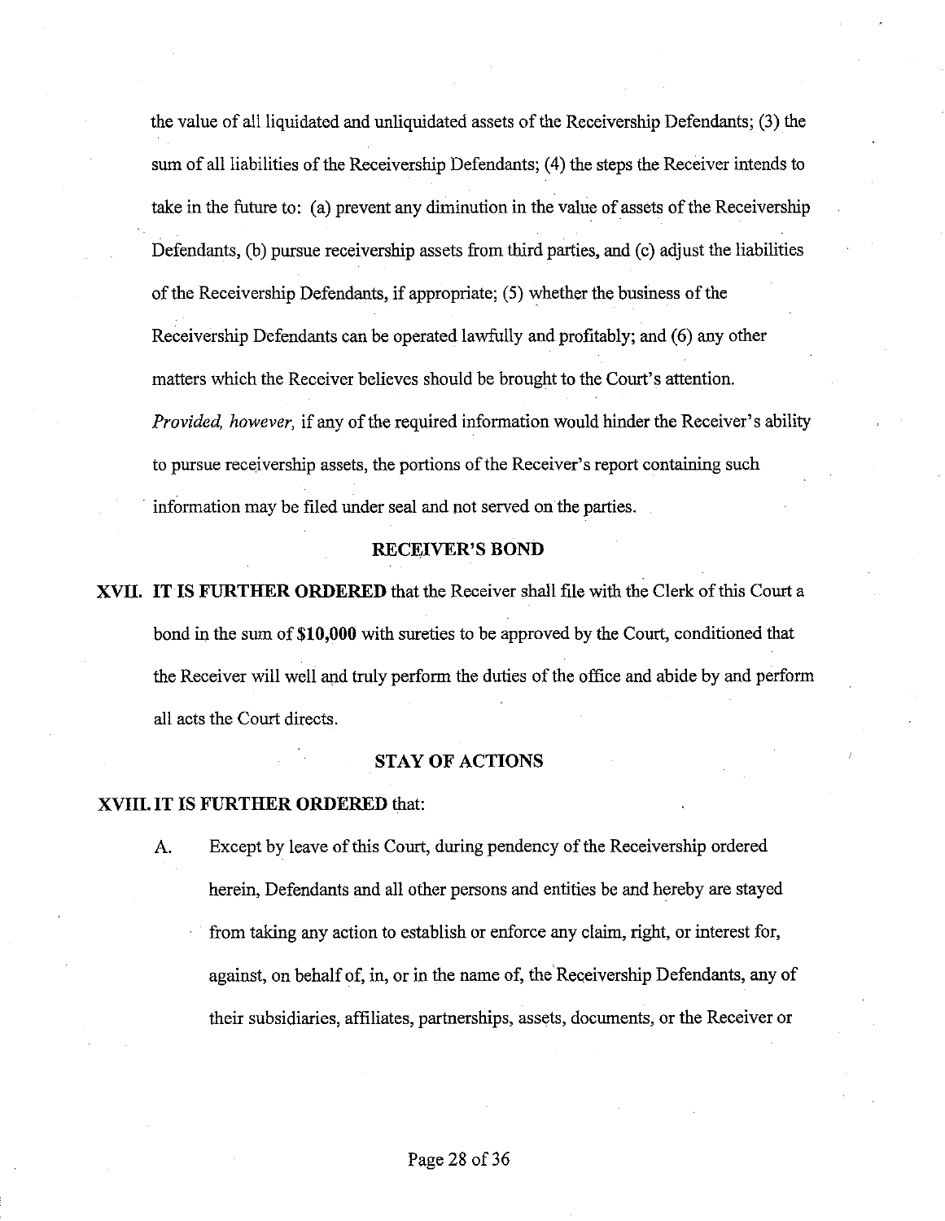the value of all liquidated and unliquidated assets of the Receivership Defendants; (3) the sum of all liabilities of the Receivership Defendants; (4) the steps the Receiver intends to take in the future to: (a) prevent any diminution in the value of assets of the Receivership Defendants, (b) pursue receivership assets from third parties, and (c) adjust the liabilities of the Receivership Defendants, if appropriate; (5) whether the business of the Receivership Defendants can be operated lawfully and profitably; and (6) any other matters which the Receiver believes should be brought to the Court's attention. *Provided, however,* if any of the required information would hinder the Receiver's ability to pursue receivership assets, the portions of the Receiver's report containing such information may be filed under seal and not served on the parties.

## RECEIVER'S BOND

**XVII. IT IS FURTHER ORDERED** that the Receiver shall file with the Clerk of this Court a bond in the sum of **$10,000** with sureties to be approved by the Court, conditioned that the Receiver will well and truly perform the duties of the office and abide by and perform all acts the Court directs.

## STAY OF ACTIONS

**XVIII. IT IS FURTHER ORDERED** that:

A. Except by leave of this Court, during pendency of the Receivership ordered herein, Defendants and all other persons and entities be and hereby are stayed from taking any action to establish or enforce any claim, right, or interest for, against, on behalf of, in, or in the name of, the Receivership Defendants, any of their subsidiaries, affiliates, partnerships, assets, documents, or the Receiver or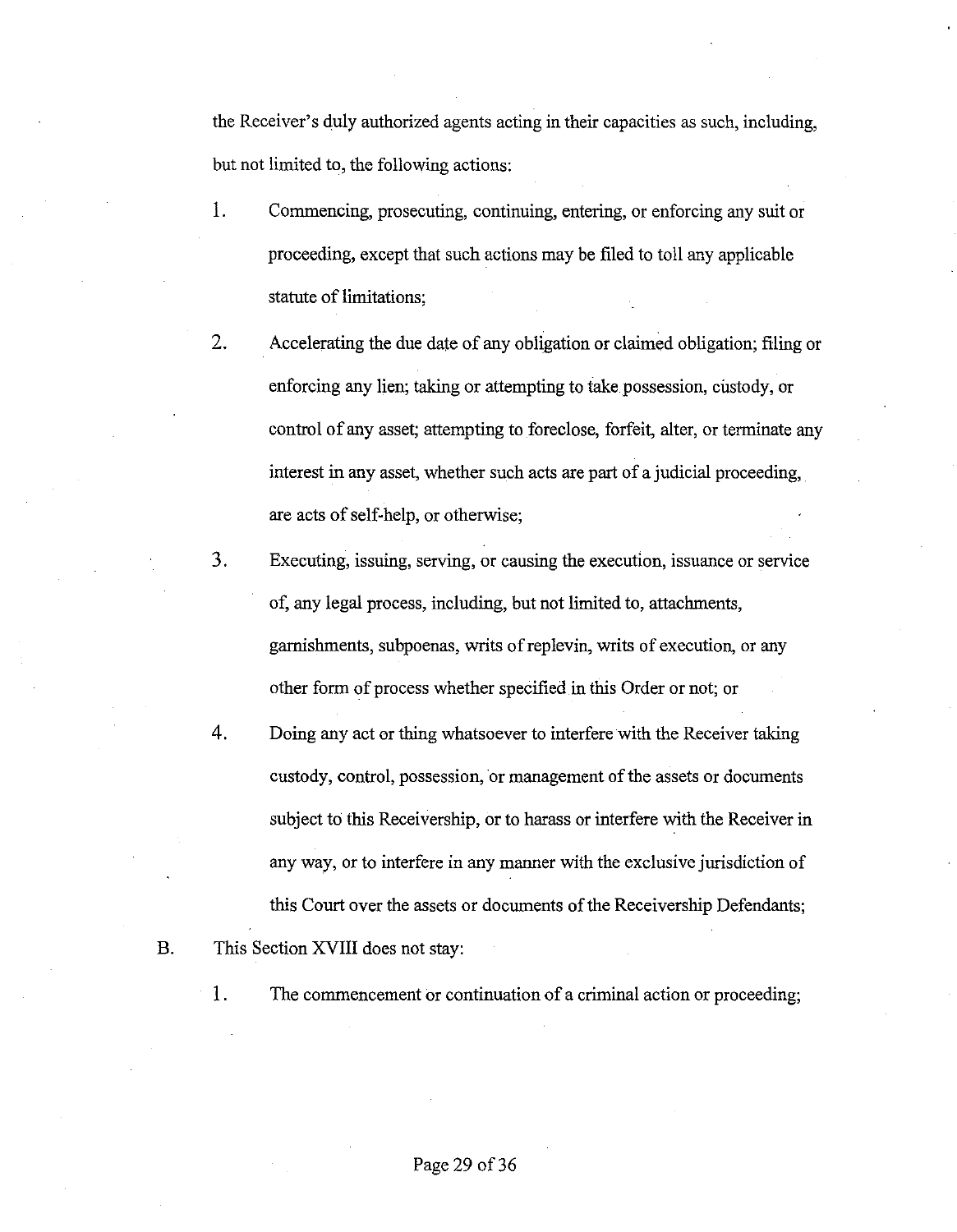the Receiver's duly authorized agents acting in their capacities as such, including, but not limited to, the following actions:

1. Commencing, prosecuting, continuing, entering, or enforcing any suit or proceeding, except that such actions may be filed to toll any applicable statute of limitations;

2. Accelerating the due date of any obligation or claimed obligation; filing or enforcing any lien; taking or attempting to take possession, custody, or control of any asset; attempting to foreclose, forfeit, alter, or terminate any interest in any asset, whether such acts are part of a judicial proceeding, are acts of self-help, or otherwise;

3. Executing, issuing, serving, or causing the execution, issuance or service of, any legal process, including, but not limited to, attachments, garnishments, subpoenas, writs of replevin, writs of execution, or any other form of process whether specified in this Order or not; or

4. Doing any act or thing whatsoever to interfere with the Receiver taking custody, control, possession, or management of the assets or documents subject to this Receivership, or to harass or interfere with the Receiver in any way, or to interfere in any manner with the exclusive jurisdiction of this Court over the assets or documents of the Receivership Defendants;

B. This Section XVIII does not stay:

1. The commencement or continuation of a criminal action or proceeding;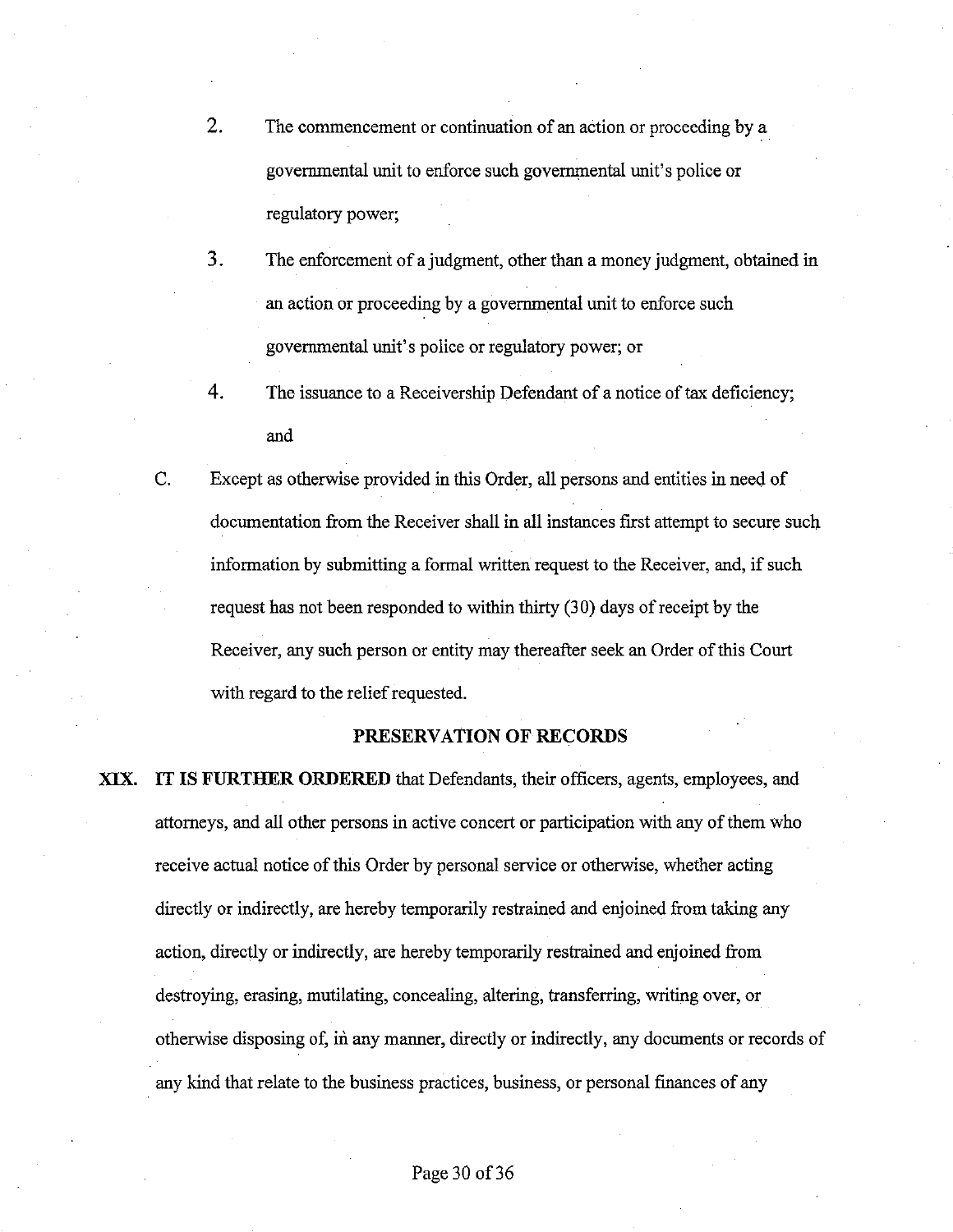2. The commencement or continuation of an action or proceeding by a governmental unit to enforce such governmental unit's police or regulatory power;

3. The enforcement of a judgment, other than a money judgment, obtained in an action or proceeding by a governmental unit to enforce such governmental unit's police or regulatory power; or

4. The issuance to a Receivership Defendant of a notice of tax deficiency; and

C. Except as otherwise provided in this Order, all persons and entities in need of documentation from the Receiver shall in all instances first attempt to secure such information by submitting a formal written request to the Receiver, and, if such request has not been responded to within thirty (30) days of receipt by the Receiver, any such person or entity may thereafter seek an Order of this Court with regard to the relief requested.

## PRESERVATION OF RECORDS

**XIX. IT IS FURTHER ORDERED** that Defendants, their officers, agents, employees, and attorneys, and all other persons in active concert or participation with any of them who receive actual notice of this Order by personal service or otherwise, whether acting directly or indirectly, are hereby temporarily restrained and enjoined from taking any action, directly or indirectly, are hereby temporarily restrained and enjoined from destroying, erasing, mutilating, concealing, altering, transferring, writing over, or otherwise disposing of, in any manner, directly or indirectly, any documents or records of any kind that relate to the business practices, business, or personal finances of any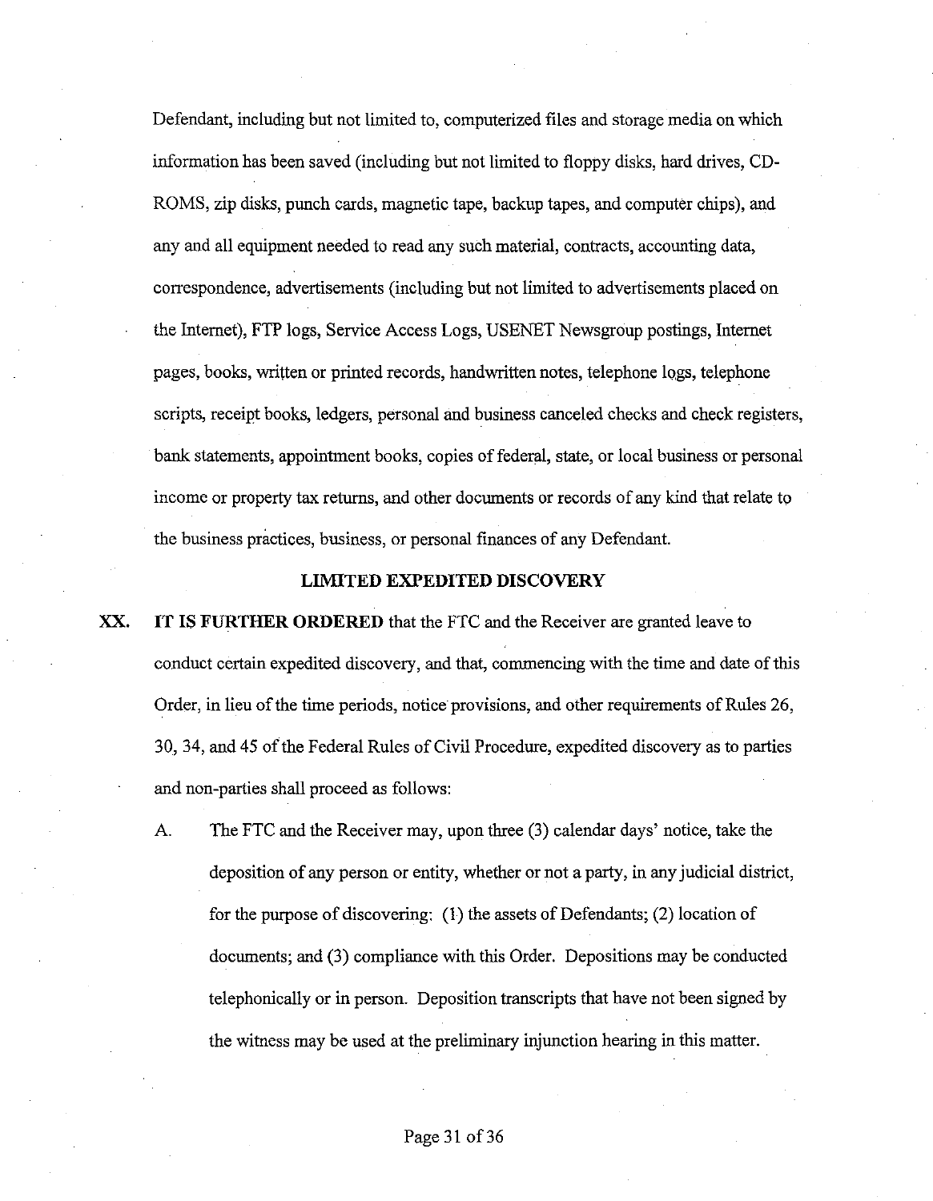Defendant, including but not limited to, computerized files and storage media on which information has been saved (including but not limited to floppy disks, hard drives, CD-ROMS, zip disks, punch cards, magnetic tape, backup tapes, and computer chips), and any and all equipment needed to read any such material, contracts, accounting data, correspondence, advertisements (including but not limited to advertisements placed on the Internet), FTP logs, Service Access Logs, USENET Newsgroup postings, Internet pages, books, written or printed records, handwritten notes, telephone logs, telephone scripts, receipt books, ledgers, personal and business canceled checks and check registers, bank statements, appointment books, copies of federal, state, or local business or personal income or property tax returns, and other documents or records of any kind that relate to the business practices, business, or personal finances of any Defendant.

## LIMITED EXPEDITED DISCOVERY

**XX. IT IS FURTHER ORDERED** that the FTC and the Receiver are granted leave to conduct certain expedited discovery, and that, commencing with the time and date of this Order, in lieu of the time periods, notice provisions, and other requirements of Rules 26, 30, 34, and 45 of the Federal Rules of Civil Procedure, expedited discovery as to parties and non-parties shall proceed as follows:

A. The FTC and the Receiver may, upon three (3) calendar days' notice, take the deposition of any person or entity, whether or not a party, in any judicial district, for the purpose of discovering: (1) the assets of Defendants; (2) location of documents; and (3) compliance with this Order. Depositions may be conducted telephonically or in person. Deposition transcripts that have not been signed by the witness may be used at the preliminary injunction hearing in this matter.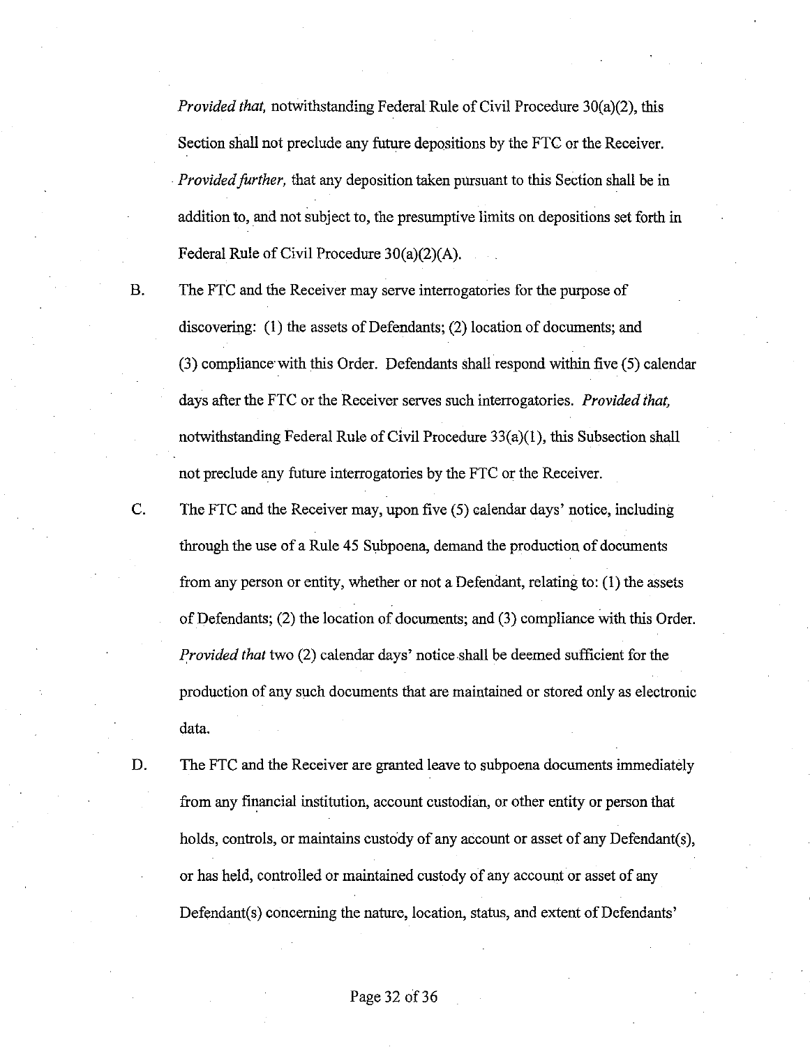*Provided that,* notwithstanding Federal Rule of Civil Procedure 30(a)(2), this Section shall not preclude any future depositions by the FTC or the Receiver. *Provided further,* that any deposition taken pursuant to this Section shall be in addition to, and not subject to, the presumptive limits on depositions set forth in Federal Rule of Civil Procedure 30(a)(2)(A).

B. The FTC and the Receiver may serve interrogatories for the purpose of discovering: (1) the assets of Defendants; (2) location of documents; and (3) compliance with this Order. Defendants shall respond within five (5) calendar days after the FTC or the Receiver serves such interrogatories. *Provided that,* notwithstanding Federal Rule of Civil Procedure 33(a)(1), this Subsection shall not preclude any future interrogatories by the FTC or the Receiver.

C. The FTC and the Receiver may, upon five (5) calendar days' notice, including through the use of a Rule 45 Subpoena, demand the production of documents from any person or entity, whether or not a Defendant, relating to: (1) the assets of Defendants; (2) the location of documents; and (3) compliance with this Order. *Provided that* two (2) calendar days' notice shall be deemed sufficient for the production of any such documents that are maintained or stored only as electronic data.

D. The FTC and the Receiver are granted leave to subpoena documents immediately from any financial institution, account custodian, or other entity or person that holds, controls, or maintains custody of any account or asset of any Defendant(s), or has held, controlled or maintained custody of any account or asset of any Defendant(s) concerning the nature, location, status, and extent of Defendants'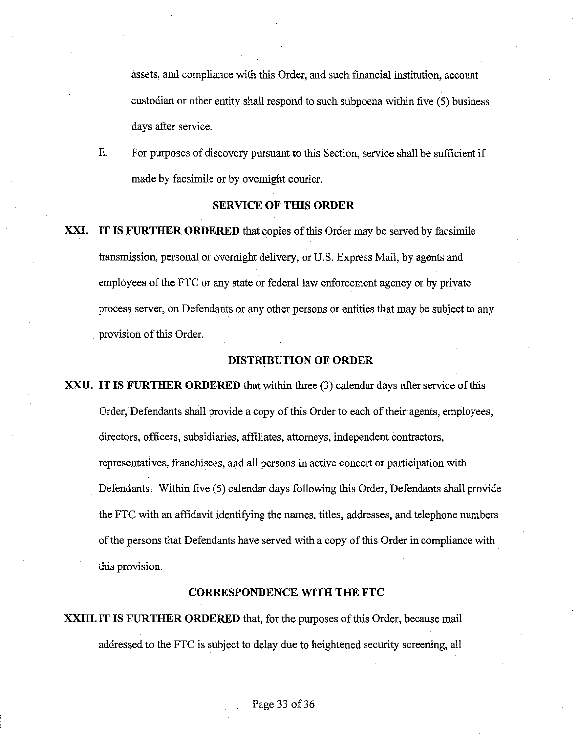assets, and compliance with this Order, and such financial institution, account custodian or other entity shall respond to such subpoena within five (5) business days after service.

E. For purposes of discovery pursuant to this Section, service shall be sufficient if made by facsimile or by overnight courier.

## SERVICE OF THIS ORDER

**XXI. IT IS FURTHER ORDERED** that copies of this Order may be served by facsimile transmission, personal or overnight delivery, or U.S. Express Mail, by agents and employees of the FTC or any state or federal law enforcement agency or by private process server, on Defendants or any other persons or entities that may be subject to any provision of this Order.

## DISTRIBUTION OF ORDER

**XXII. IT IS FURTHER ORDERED** that within three (3) calendar days after service of this Order, Defendants shall provide a copy of this Order to each of their agents, employees, directors, officers, subsidiaries, affiliates, attorneys, independent contractors, representatives, franchisees, and all persons in active concert or participation with Defendants. Within five (5) calendar days following this Order, Defendants shall provide the FTC with an affidavit identifying the names, titles, addresses, and telephone numbers of the persons that Defendants have served with a copy of this Order in compliance with this provision.

## CORRESPONDENCE WITH THE FTC

**XXIII. IT IS FURTHER ORDERED** that, for the purposes of this Order, because mail addressed to the FTC is subject to delay due to heightened security screening, all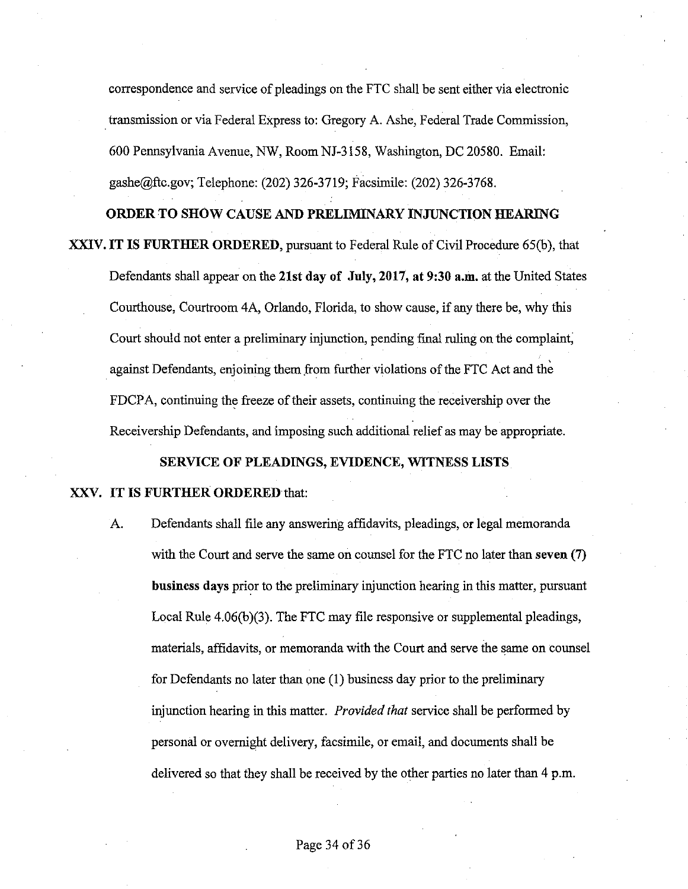correspondence and service of pleadings on the FTC shall be sent either via electronic transmission or via Federal Express to: Gregory A. Ashe, Federal Trade Commission, 600 Pennsylvania Avenue, NW, Room NJ-3158, Washington, DC 20580. Email: gashe@ftc.gov; Telephone: (202) 326-3719; Facsimile: (202) 326-3768.

**ORDER TO SHOW CAUSE AND PRELIMINARY INJUNCTION HEARING**

**XXIV. IT IS FURTHER ORDERED**, pursuant to Federal Rule of Civil Procedure 65(b), that Defendants shall appear on the **21st day of July, 2017, at 9:30 a.m.** at the United States Courthouse, Courtroom 4A, Orlando, Florida, to show cause, if any there be, why this Court should not enter a preliminary injunction, pending final ruling on the complaint, against Defendants, enjoining them from further violations of the FTC Act and the FDCPA, continuing the freeze of their assets, continuing the receivership over the Receivership Defendants, and imposing such additional relief as may be appropriate.

**SERVICE OF PLEADINGS, EVIDENCE, WITNESS LISTS**

**XXV. IT IS FURTHER ORDERED** that:

A. Defendants shall file any answering affidavits, pleadings, or legal memoranda with the Court and serve the same on counsel for the FTC no later than **seven (7) business days** prior to the preliminary injunction hearing in this matter, pursuant Local Rule 4.06(b)(3). The FTC may file responsive or supplemental pleadings, materials, affidavits, or memoranda with the Court and serve the same on counsel for Defendants no later than one (1) business day prior to the preliminary injunction hearing in this matter. *Provided that* service shall be performed by personal or overnight delivery, facsimile, or email, and documents shall be delivered so that they shall be received by the other parties no later than 4 p.m.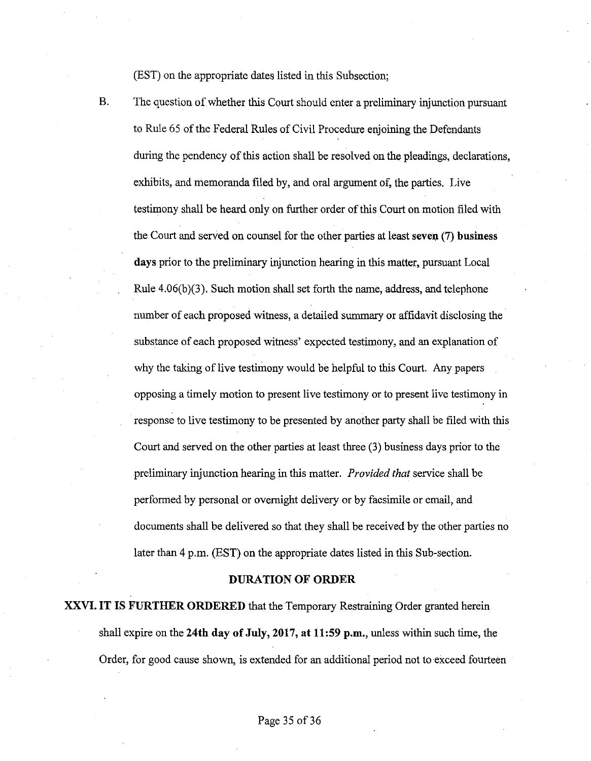(EST) on the appropriate dates listed in this Subsection;

B. The question of whether this Court should enter a preliminary injunction pursuant to Rule 65 of the Federal Rules of Civil Procedure enjoining the Defendants during the pendency of this action shall be resolved on the pleadings, declarations, exhibits, and memoranda filed by, and oral argument of, the parties. Live testimony shall be heard only on further order of this Court on motion filed with the Court and served on counsel for the other parties at least **seven (7) business days** prior to the preliminary injunction hearing in this matter, pursuant Local Rule 4.06(b)(3). Such motion shall set forth the name, address, and telephone number of each proposed witness, a detailed summary or affidavit disclosing the substance of each proposed witness' expected testimony, and an explanation of why the taking of live testimony would be helpful to this Court. Any papers opposing a timely motion to present live testimony or to present live testimony in response to live testimony to be presented by another party shall be filed with this Court and served on the other parties at least three (3) business days prior to the preliminary injunction hearing in this matter. *Provided that* service shall be performed by personal or overnight delivery or by facsimile or email, and documents shall be delivered so that they shall be received by the other parties no later than 4 p.m. (EST) on the appropriate dates listed in this Sub-section.

## DURATION OF ORDER

**XXVI. IT IS FURTHER ORDERED** that the Temporary Restraining Order granted herein shall expire on the **24th day of July, 2017, at 11:59 p.m.**, unless within such time, the Order, for good cause shown, is extended for an additional period not to exceed fourteen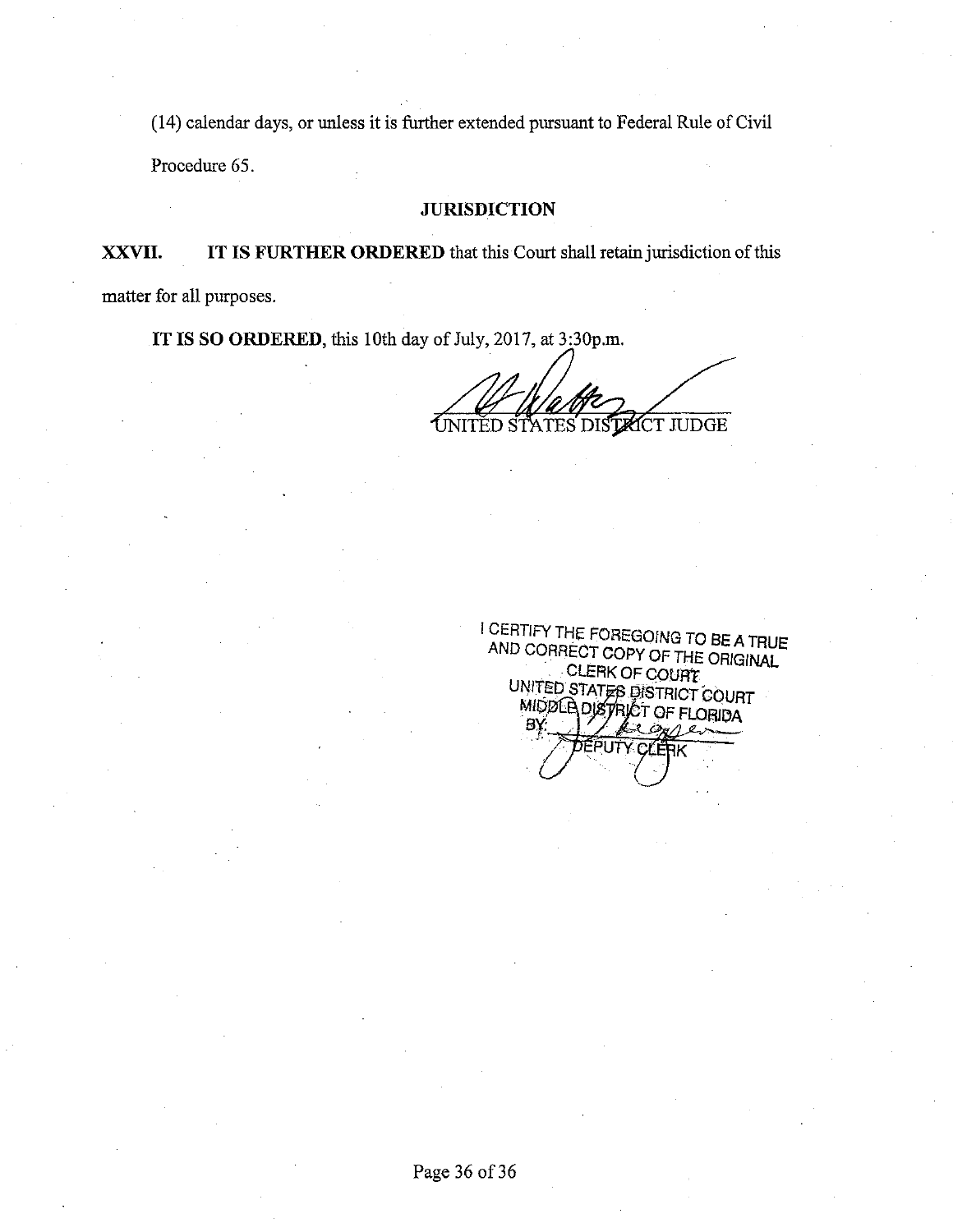(14) calendar days, or unless it is further extended pursuant to Federal Rule of Civil Procedure 65.

## JURISDICTION

**XXVII. IT IS FURTHER ORDERED** that this Court shall retain jurisdiction of this matter for all purposes.

**IT IS SO ORDERED**, this 10th day of July, 2017, at 3:30p.m.

UNITED STATES DISTRICT JUDGE

I CERTIFY THE FOREGOING TO BE A TRUE AND CORRECT COPY OF THE ORIGINAL
CLERK OF COURT
UNITED STATES DISTRICT COURT
MIDDLE DISTRICT OF FLORIDA
BY: 
DEPUTY CLERK